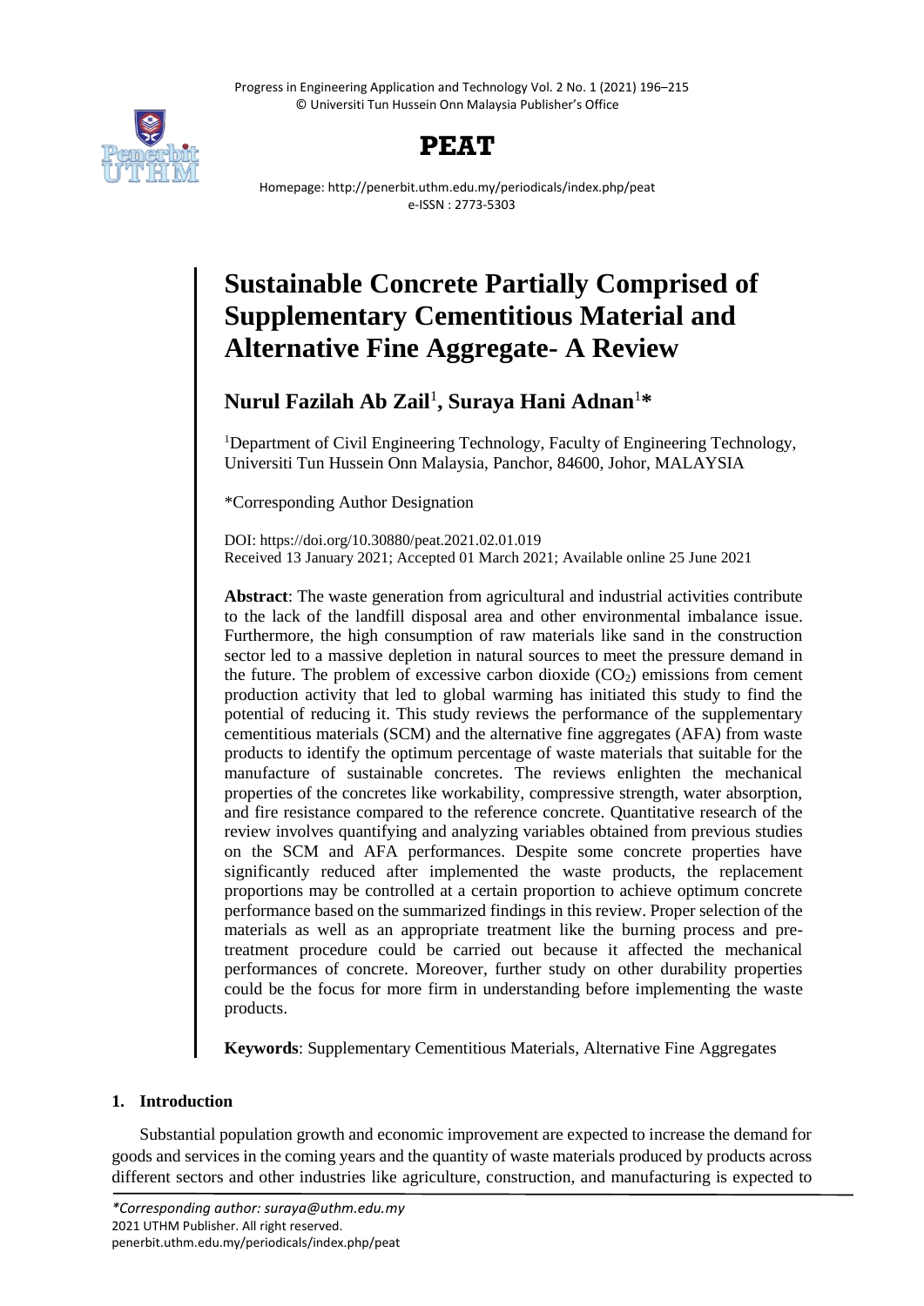# Sustainable Concrete Partially Comprised of Supplementary Cementitious Material and Alternative Fine Aggregate- A Review

**Nurul Fazilah Ab Zail**[1], **Suraya Hani Adnan**[1]*

[1]Department of Civil Engineering Technology, Faculty of Engineering Technology, Universiti Tun Hussein Onn Malaysia, Panchor, 84600, Johor, MALAYSIA

*Corresponding Author Designation

DOI: https://doi.org/10.30880/peat.2021.02.01.019
Received 13 January 2021; Accepted 01 March 2021; Available online 25 June 2021

**Abstract**: The waste generation from agricultural and industrial activities contribute to the lack of the landfill disposal area and other environmental imbalance issue. Furthermore, the high consumption of raw materials like sand in the construction sector led to a massive depletion in natural sources to meet the pressure demand in the future. The problem of excessive carbon dioxide ($CO_2$) emissions from cement production activity that led to global warming has initiated this study to find the potential of reducing it. This study reviews the performance of the supplementary cementitious materials (SCM) and the alternative fine aggregates (AFA) from waste products to identify the optimum percentage of waste materials that suitable for the manufacture of sustainable concretes. The reviews enlighten the mechanical properties of the concretes like workability, compressive strength, water absorption, and fire resistance compared to the reference concrete. Quantitative research of the review involves quantifying and analyzing variables obtained from previous studies on the SCM and AFA performances. Despite some concrete properties have significantly reduced after implemented the waste products, the replacement proportions may be controlled at a certain proportion to achieve optimum concrete performance based on the summarized findings in this review. Proper selection of the materials as well as an appropriate treatment like the burning process and pre-treatment procedure could be carried out because it affected the mechanical performances of concrete. Moreover, further study on other durability properties could be the focus for more firm in understanding before implementing the waste products.

**Keywords**: Supplementary Cementitious Materials, Alternative Fine Aggregates

## 1. Introduction

Substantial population growth and economic improvement are expected to increase the demand for goods and services in the coming years and the quantity of waste materials produced by products across different sectors and other industries like agriculture, construction, and manufacturing is expected to

*Corresponding author: suraya@uthm.edu.my*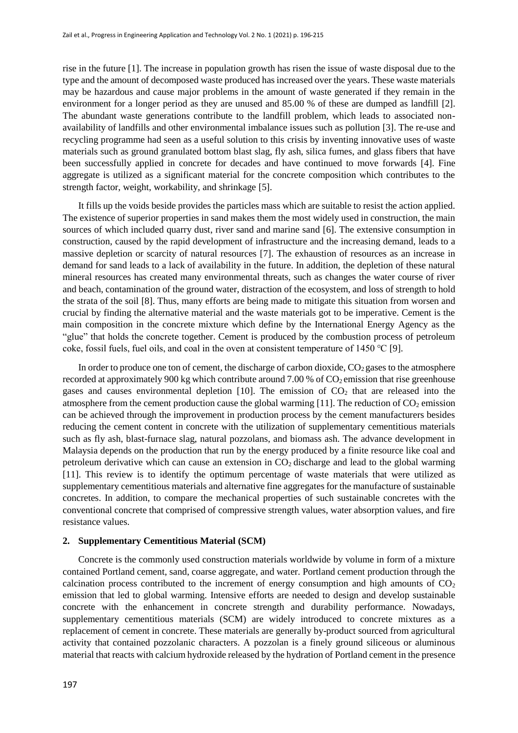rise in the future [1]. The increase in population growth has risen the issue of waste disposal due to the type and the amount of decomposed waste produced has increased over the years. These waste materials may be hazardous and cause major problems in the amount of waste generated if they remain in the environment for a longer period as they are unused and 85.00 % of these are dumped as landfill [2]. The abundant waste generations contribute to the landfill problem, which leads to associated non-availability of landfills and other environmental imbalance issues such as pollution [3]. The re-use and recycling programme had seen as a useful solution to this crisis by inventing innovative uses of waste materials such as ground granulated bottom blast slag, fly ash, silica fumes, and glass fibers that have been successfully applied in concrete for decades and have continued to move forwards [4]. Fine aggregate is utilized as a significant material for the concrete composition which contributes to the strength factor, weight, workability, and shrinkage [5].

It fills up the voids beside provides the particles mass which are suitable to resist the action applied. The existence of superior properties in sand makes them the most widely used in construction, the main sources of which included quarry dust, river sand and marine sand [6]. The extensive consumption in construction, caused by the rapid development of infrastructure and the increasing demand, leads to a massive depletion or scarcity of natural resources [7]. The exhaustion of resources as an increase in demand for sand leads to a lack of availability in the future. In addition, the depletion of these natural mineral resources has created many environmental threats, such as changes the water course of river and beach, contamination of the ground water, distraction of the ecosystem, and loss of strength to hold the strata of the soil [8]. Thus, many efforts are being made to mitigate this situation from worsen and crucial by finding the alternative material and the waste materials got to be imperative. Cement is the main composition in the concrete mixture which define by the International Energy Agency as the "glue" that holds the concrete together. Cement is produced by the combustion process of petroleum coke, fossil fuels, fuel oils, and coal in the oven at consistent temperature of 1450 ℃ [9].

In order to produce one ton of cement, the discharge of carbon dioxide, $CO_2$ gases to the atmosphere recorded at approximately 900 kg which contribute around 7.00 % of $CO_2$ emission that rise greenhouse gases and causes environmental depletion [10]. The emission of $CO_2$ that are released into the atmosphere from the cement production cause the global warming [11]. The reduction of $CO_2$ emission can be achieved through the improvement in production process by the cement manufacturers besides reducing the cement content in concrete with the utilization of supplementary cementitious materials such as fly ash, blast-furnace slag, natural pozzolans, and biomass ash. The advance development in Malaysia depends on the production that run by the energy produced by a finite resource like coal and petroleum derivative which can cause an extension in $CO_2$ discharge and lead to the global warming [11]. This review is to identify the optimum percentage of waste materials that were utilized as supplementary cementitious materials and alternative fine aggregates for the manufacture of sustainable concretes. In addition, to compare the mechanical properties of such sustainable concretes with the conventional concrete that comprised of compressive strength values, water absorption values, and fire resistance values.

## 2. Supplementary Cementitious Material (SCM)

Concrete is the commonly used construction materials worldwide by volume in form of a mixture contained Portland cement, sand, coarse aggregate, and water. Portland cement production through the calcination process contributed to the increment of energy consumption and high amounts of $CO_2$ emission that led to global warming. Intensive efforts are needed to design and develop sustainable concrete with the enhancement in concrete strength and durability performance. Nowadays, supplementary cementitious materials (SCM) are widely introduced to concrete mixtures as a replacement of cement in concrete. These materials are generally by-product sourced from agricultural activity that contained pozzolanic characters. A pozzolan is a finely ground siliceous or aluminous material that reacts with calcium hydroxide released by the hydration of Portland cement in the presence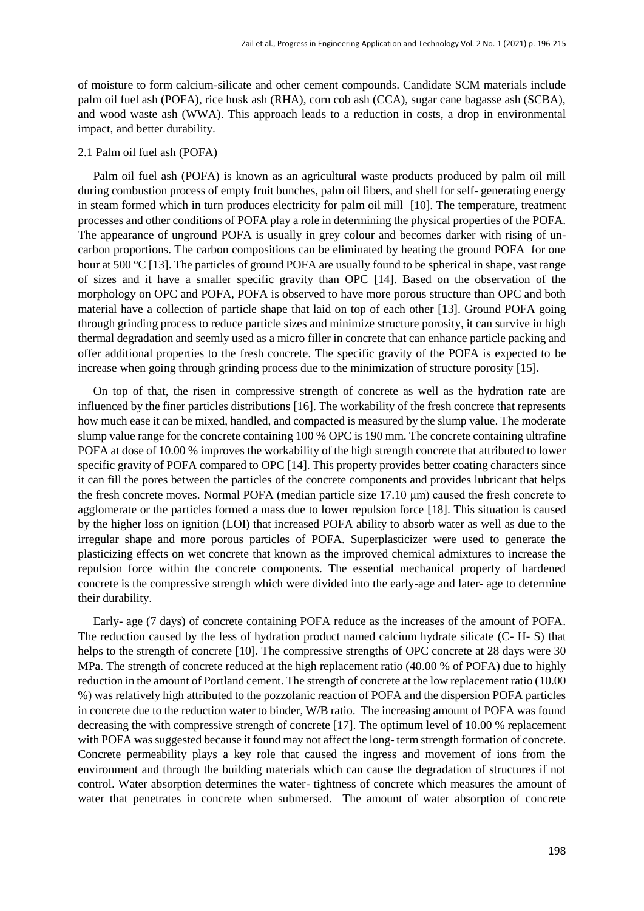of moisture to form calcium-silicate and other cement compounds. Candidate SCM materials include palm oil fuel ash (POFA), rice husk ash (RHA), corn cob ash (CCA), sugar cane bagasse ash (SCBA), and wood waste ash (WWA). This approach leads to a reduction in costs, a drop in environmental impact, and better durability.

### 2.1 Palm oil fuel ash (POFA)

Palm oil fuel ash (POFA) is known as an agricultural waste products produced by palm oil mill during combustion process of empty fruit bunches, palm oil fibers, and shell for self- generating energy in steam formed which in turn produces electricity for palm oil mill [10]. The temperature, treatment processes and other conditions of POFA play a role in determining the physical properties of the POFA. The appearance of unground POFA is usually in grey colour and becomes darker with rising of un-carbon proportions. The carbon compositions can be eliminated by heating the ground POFA for one hour at 500 °C [13]. The particles of ground POFA are usually found to be spherical in shape, vast range of sizes and it have a smaller specific gravity than OPC [14]. Based on the observation of the morphology on OPC and POFA, POFA is observed to have more porous structure than OPC and both material have a collection of particle shape that laid on top of each other [13]. Ground POFA going through grinding process to reduce particle sizes and minimize structure porosity, it can survive in high thermal degradation and seemly used as a micro filler in concrete that can enhance particle packing and offer additional properties to the fresh concrete. The specific gravity of the POFA is expected to be increase when going through grinding process due to the minimization of structure porosity [15].

On top of that, the risen in compressive strength of concrete as well as the hydration rate are influenced by the finer particles distributions [16]. The workability of the fresh concrete that represents how much ease it can be mixed, handled, and compacted is measured by the slump value. The moderate slump value range for the concrete containing 100 % OPC is 190 mm. The concrete containing ultrafine POFA at dose of 10.00 % improves the workability of the high strength concrete that attributed to lower specific gravity of POFA compared to OPC [14]. This property provides better coating characters since it can fill the pores between the particles of the concrete components and provides lubricant that helps the fresh concrete moves. Normal POFA (median particle size 17.10 μm) caused the fresh concrete to agglomerate or the particles formed a mass due to lower repulsion force [18]. This situation is caused by the higher loss on ignition (LOI) that increased POFA ability to absorb water as well as due to the irregular shape and more porous particles of POFA. Superplasticizer were used to generate the plasticizing effects on wet concrete that known as the improved chemical admixtures to increase the repulsion force within the concrete components. The essential mechanical property of hardened concrete is the compressive strength which were divided into the early-age and later- age to determine their durability.

Early- age (7 days) of concrete containing POFA reduce as the increases of the amount of POFA. The reduction caused by the less of hydration product named calcium hydrate silicate (C- H- S) that helps to the strength of concrete [10]. The compressive strengths of OPC concrete at 28 days were 30 MPa. The strength of concrete reduced at the high replacement ratio (40.00 % of POFA) due to highly reduction in the amount of Portland cement. The strength of concrete at the low replacement ratio (10.00 %) was relatively high attributed to the pozzolanic reaction of POFA and the dispersion POFA particles in concrete due to the reduction water to binder, W/B ratio. The increasing amount of POFA was found decreasing the with compressive strength of concrete [17]. The optimum level of 10.00 % replacement with POFA was suggested because it found may not affect the long- term strength formation of concrete. Concrete permeability plays a key role that caused the ingress and movement of ions from the environment and through the building materials which can cause the degradation of structures if not control. Water absorption determines the water- tightness of concrete which measures the amount of water that penetrates in concrete when submersed. The amount of water absorption of concrete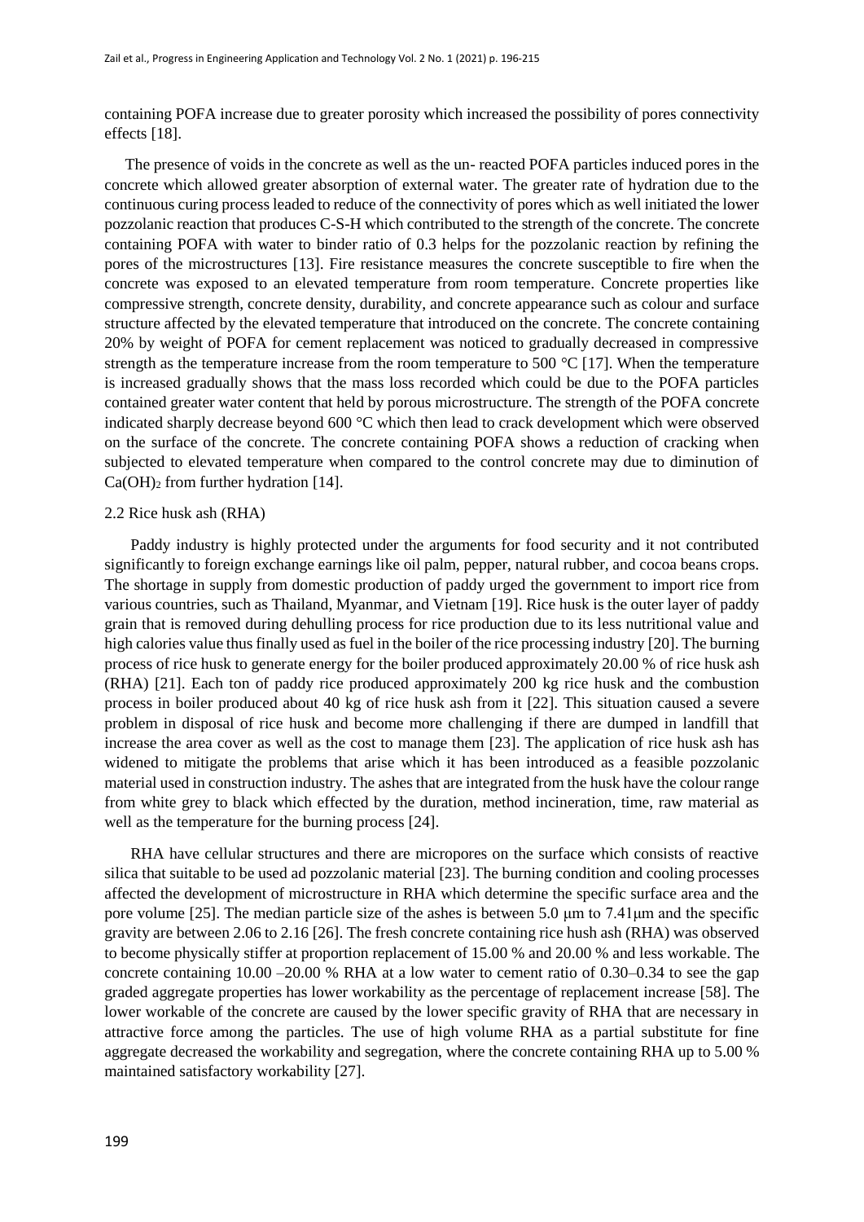containing POFA increase due to greater porosity which increased the possibility of pores connectivity effects [18].

The presence of voids in the concrete as well as the un- reacted POFA particles induced pores in the concrete which allowed greater absorption of external water. The greater rate of hydration due to the continuous curing process leaded to reduce of the connectivity of pores which as well initiated the lower pozzolanic reaction that produces C-S-H which contributed to the strength of the concrete. The concrete containing POFA with water to binder ratio of 0.3 helps for the pozzolanic reaction by refining the pores of the microstructures [13]. Fire resistance measures the concrete susceptible to fire when the concrete was exposed to an elevated temperature from room temperature. Concrete properties like compressive strength, concrete density, durability, and concrete appearance such as colour and surface structure affected by the elevated temperature that introduced on the concrete. The concrete containing 20% by weight of POFA for cement replacement was noticed to gradually decreased in compressive strength as the temperature increase from the room temperature to 500 °C [17]. When the temperature is increased gradually shows that the mass loss recorded which could be due to the POFA particles contained greater water content that held by porous microstructure. The strength of the POFA concrete indicated sharply decrease beyond 600 °C which then lead to crack development which were observed on the surface of the concrete. The concrete containing POFA shows a reduction of cracking when subjected to elevated temperature when compared to the control concrete may due to diminution of $Ca(OH)_2$ from further hydration [14].

### 2.2 Rice husk ash (RHA)

Paddy industry is highly protected under the arguments for food security and it not contributed significantly to foreign exchange earnings like oil palm, pepper, natural rubber, and cocoa beans crops. The shortage in supply from domestic production of paddy urged the government to import rice from various countries, such as Thailand, Myanmar, and Vietnam [19]. Rice husk is the outer layer of paddy grain that is removed during dehulling process for rice production due to its less nutritional value and high calories value thus finally used as fuel in the boiler of the rice processing industry [20]. The burning process of rice husk to generate energy for the boiler produced approximately 20.00 % of rice husk ash (RHA) [21]. Each ton of paddy rice produced approximately 200 kg rice husk and the combustion process in boiler produced about 40 kg of rice husk ash from it [22]. This situation caused a severe problem in disposal of rice husk and become more challenging if there are dumped in landfill that increase the area cover as well as the cost to manage them [23]. The application of rice husk ash has widened to mitigate the problems that arise which it has been introduced as a feasible pozzolanic material used in construction industry. The ashes that are integrated from the husk have the colour range from white grey to black which effected by the duration, method incineration, time, raw material as well as the temperature for the burning process [24].

RHA have cellular structures and there are micropores on the surface which consists of reactive silica that suitable to be used ad pozzolanic material [23]. The burning condition and cooling processes affected the development of microstructure in RHA which determine the specific surface area and the pore volume [25]. The median particle size of the ashes is between 5.0 μm to 7.41μm and the specific gravity are between 2.06 to 2.16 [26]. The fresh concrete containing rice hush ash (RHA) was observed to become physically stiffer at proportion replacement of 15.00 % and 20.00 % and less workable. The concrete containing 10.00 –20.00 % RHA at a low water to cement ratio of 0.30–0.34 to see the gap graded aggregate properties has lower workability as the percentage of replacement increase [58]. The lower workable of the concrete are caused by the lower specific gravity of RHA that are necessary in attractive force among the particles. The use of high volume RHA as a partial substitute for fine aggregate decreased the workability and segregation, where the concrete containing RHA up to 5.00 % maintained satisfactory workability [27].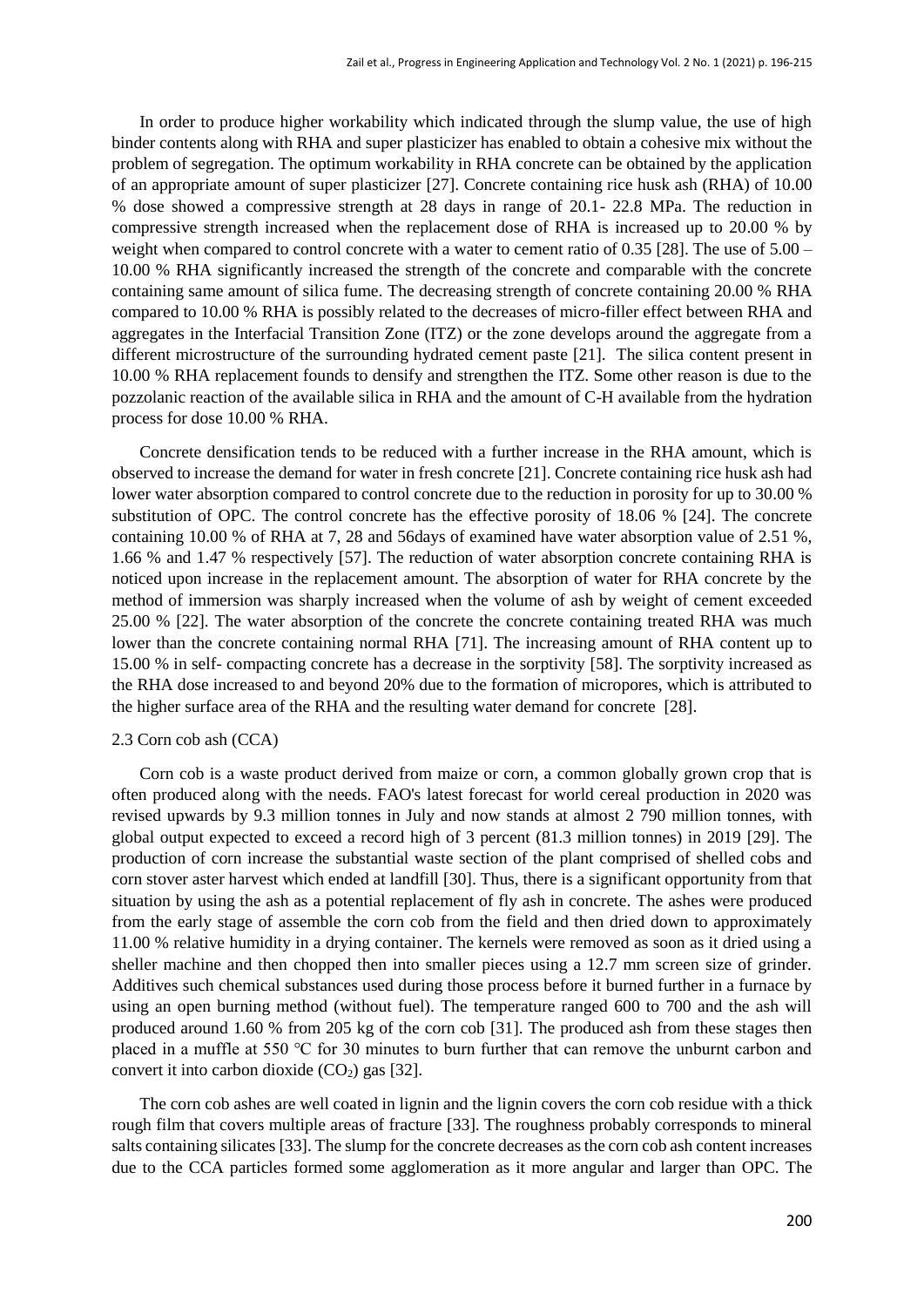In order to produce higher workability which indicated through the slump value, the use of high binder contents along with RHA and super plasticizer has enabled to obtain a cohesive mix without the problem of segregation. The optimum workability in RHA concrete can be obtained by the application of an appropriate amount of super plasticizer [27]. Concrete containing rice husk ash (RHA) of 10.00 % dose showed a compressive strength at 28 days in range of 20.1- 22.8 MPa. The reduction in compressive strength increased when the replacement dose of RHA is increased up to 20.00 % by weight when compared to control concrete with a water to cement ratio of 0.35 [28]. The use of 5.00 – 10.00 % RHA significantly increased the strength of the concrete and comparable with the concrete containing same amount of silica fume. The decreasing strength of concrete containing 20.00 % RHA compared to 10.00 % RHA is possibly related to the decreases of micro-filler effect between RHA and aggregates in the Interfacial Transition Zone (ITZ) or the zone develops around the aggregate from a different microstructure of the surrounding hydrated cement paste [21]. The silica content present in 10.00 % RHA replacement founds to densify and strengthen the ITZ. Some other reason is due to the pozzolanic reaction of the available silica in RHA and the amount of C-H available from the hydration process for dose 10.00 % RHA.

Concrete densification tends to be reduced with a further increase in the RHA amount, which is observed to increase the demand for water in fresh concrete [21]. Concrete containing rice husk ash had lower water absorption compared to control concrete due to the reduction in porosity for up to 30.00 % substitution of OPC. The control concrete has the effective porosity of 18.06 % [24]. The concrete containing 10.00 % of RHA at 7, 28 and 56days of examined have water absorption value of 2.51 %, 1.66 % and 1.47 % respectively [57]. The reduction of water absorption concrete containing RHA is noticed upon increase in the replacement amount. The absorption of water for RHA concrete by the method of immersion was sharply increased when the volume of ash by weight of cement exceeded 25.00 % [22]. The water absorption of the concrete the concrete containing treated RHA was much lower than the concrete containing normal RHA [71]. The increasing amount of RHA content up to 15.00 % in self- compacting concrete has a decrease in the sorptivity [58]. The sorptivity increased as the RHA dose increased to and beyond 20% due to the formation of micropores, which is attributed to the higher surface area of the RHA and the resulting water demand for concrete [28].

### 2.3 Corn cob ash (CCA)

Corn cob is a waste product derived from maize or corn, a common globally grown crop that is often produced along with the needs. FAO's latest forecast for world cereal production in 2020 was revised upwards by 9.3 million tonnes in July and now stands at almost 2 790 million tonnes, with global output expected to exceed a record high of 3 percent (81.3 million tonnes) in 2019 [29]. The production of corn increase the substantial waste section of the plant comprised of shelled cobs and corn stover aster harvest which ended at landfill [30]. Thus, there is a significant opportunity from that situation by using the ash as a potential replacement of fly ash in concrete. The ashes were produced from the early stage of assemble the corn cob from the field and then dried down to approximately 11.00 % relative humidity in a drying container. The kernels were removed as soon as it dried using a sheller machine and then chopped then into smaller pieces using a 12.7 mm screen size of grinder. Additives such chemical substances used during those process before it burned further in a furnace by using an open burning method (without fuel). The temperature ranged 600 to 700 and the ash will produced around 1.60 % from 205 kg of the corn cob [31]. The produced ash from these stages then placed in a muffle at 550 ℃ for 30 minutes to burn further that can remove the unburnt carbon and convert it into carbon dioxide ($CO_2$) gas [32].

The corn cob ashes are well coated in lignin and the lignin covers the corn cob residue with a thick rough film that covers multiple areas of fracture [33]. The roughness probably corresponds to mineral salts containing silicates [33]. The slump for the concrete decreases as the corn cob ash content increases due to the CCA particles formed some agglomeration as it more angular and larger than OPC. The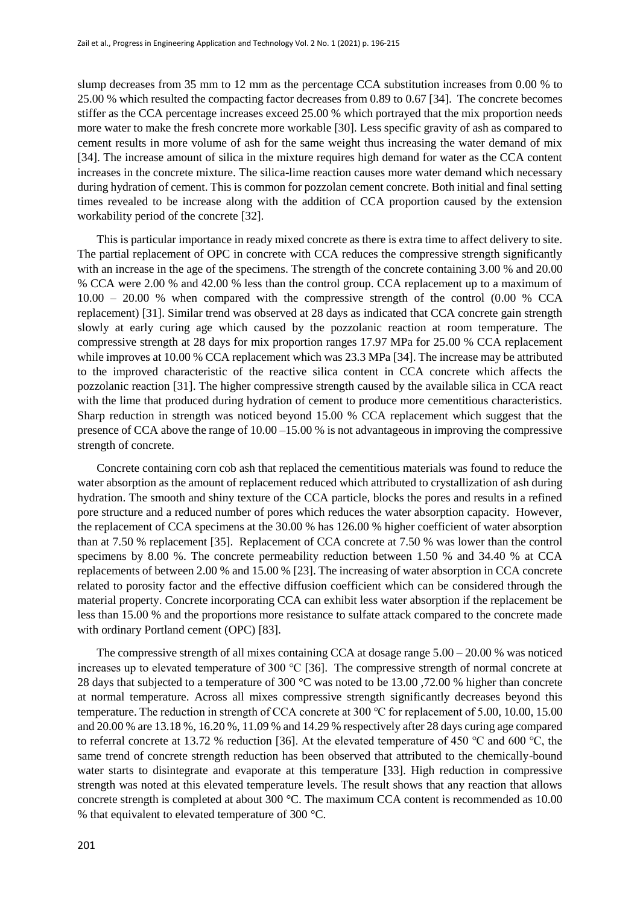slump decreases from 35 mm to 12 mm as the percentage CCA substitution increases from 0.00 % to 25.00 % which resulted the compacting factor decreases from 0.89 to 0.67 [34]. The concrete becomes stiffer as the CCA percentage increases exceed 25.00 % which portrayed that the mix proportion needs more water to make the fresh concrete more workable [30]. Less specific gravity of ash as compared to cement results in more volume of ash for the same weight thus increasing the water demand of mix [34]. The increase amount of silica in the mixture requires high demand for water as the CCA content increases in the concrete mixture. The silica-lime reaction causes more water demand which necessary during hydration of cement. This is common for pozzolan cement concrete. Both initial and final setting times revealed to be increase along with the addition of CCA proportion caused by the extension workability period of the concrete [32].

This is particular importance in ready mixed concrete as there is extra time to affect delivery to site. The partial replacement of OPC in concrete with CCA reduces the compressive strength significantly with an increase in the age of the specimens. The strength of the concrete containing 3.00 % and 20.00 % CCA were 2.00 % and 42.00 % less than the control group. CCA replacement up to a maximum of 10.00 – 20.00 % when compared with the compressive strength of the control (0.00 % CCA replacement) [31]. Similar trend was observed at 28 days as indicated that CCA concrete gain strength slowly at early curing age which caused by the pozzolanic reaction at room temperature. The compressive strength at 28 days for mix proportion ranges 17.97 MPa for 25.00 % CCA replacement while improves at 10.00 % CCA replacement which was 23.3 MPa [34]. The increase may be attributed to the improved characteristic of the reactive silica content in CCA concrete which affects the pozzolanic reaction [31]. The higher compressive strength caused by the available silica in CCA react with the lime that produced during hydration of cement to produce more cementitious characteristics. Sharp reduction in strength was noticed beyond 15.00 % CCA replacement which suggest that the presence of CCA above the range of 10.00 –15.00 % is not advantageous in improving the compressive strength of concrete.

Concrete containing corn cob ash that replaced the cementitious materials was found to reduce the water absorption as the amount of replacement reduced which attributed to crystallization of ash during hydration. The smooth and shiny texture of the CCA particle, blocks the pores and results in a refined pore structure and a reduced number of pores which reduces the water absorption capacity. However, the replacement of CCA specimens at the 30.00 % has 126.00 % higher coefficient of water absorption than at 7.50 % replacement [35]. Replacement of CCA concrete at 7.50 % was lower than the control specimens by 8.00 %. The concrete permeability reduction between 1.50 % and 34.40 % at CCA replacements of between 2.00 % and 15.00 % [23]. The increasing of water absorption in CCA concrete related to porosity factor and the effective diffusion coefficient which can be considered through the material property. Concrete incorporating CCA can exhibit less water absorption if the replacement be less than 15.00 % and the proportions more resistance to sulfate attack compared to the concrete made with ordinary Portland cement (OPC) [83].

The compressive strength of all mixes containing CCA at dosage range 5.00 – 20.00 % was noticed increases up to elevated temperature of 300 ℃ [36]. The compressive strength of normal concrete at 28 days that subjected to a temperature of 300 °C was noted to be 13.00 ,72.00 % higher than concrete at normal temperature. Across all mixes compressive strength significantly decreases beyond this temperature. The reduction in strength of CCA concrete at 300 ℃ for replacement of 5.00, 10.00, 15.00 and 20.00 % are 13.18 %, 16.20 %, 11.09 % and 14.29 % respectively after 28 days curing age compared to referral concrete at 13.72 % reduction [36]. At the elevated temperature of 450 ℃ and 600 ℃, the same trend of concrete strength reduction has been observed that attributed to the chemically-bound water starts to disintegrate and evaporate at this temperature [33]. High reduction in compressive strength was noted at this elevated temperature levels. The result shows that any reaction that allows concrete strength is completed at about 300 °C. The maximum CCA content is recommended as 10.00 % that equivalent to elevated temperature of 300 °C.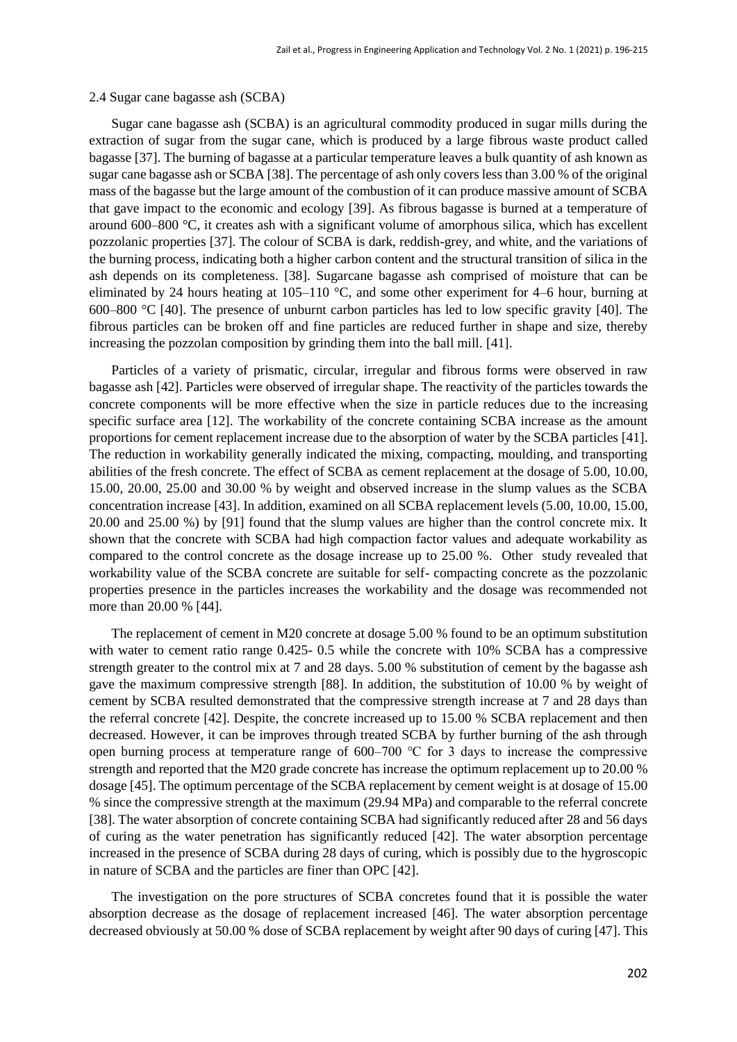### 2.4 Sugar cane bagasse ash (SCBA)

Sugar cane bagasse ash (SCBA) is an agricultural commodity produced in sugar mills during the extraction of sugar from the sugar cane, which is produced by a large fibrous waste product called bagasse [37]. The burning of bagasse at a particular temperature leaves a bulk quantity of ash known as sugar cane bagasse ash or SCBA [38]. The percentage of ash only covers less than 3.00 % of the original mass of the bagasse but the large amount of the combustion of it can produce massive amount of SCBA that gave impact to the economic and ecology [39]. As fibrous bagasse is burned at a temperature of around 600–800 °C, it creates ash with a significant volume of amorphous silica, which has excellent pozzolanic properties [37]. The colour of SCBA is dark, reddish-grey, and white, and the variations of the burning process, indicating both a higher carbon content and the structural transition of silica in the ash depends on its completeness. [38]. Sugarcane bagasse ash comprised of moisture that can be eliminated by 24 hours heating at 105–110 °C, and some other experiment for 4–6 hour, burning at 600–800 °C [40]. The presence of unburnt carbon particles has led to low specific gravity [40]. The fibrous particles can be broken off and fine particles are reduced further in shape and size, thereby increasing the pozzolan composition by grinding them into the ball mill. [41].

Particles of a variety of prismatic, circular, irregular and fibrous forms were observed in raw bagasse ash [42]. Particles were observed of irregular shape. The reactivity of the particles towards the concrete components will be more effective when the size in particle reduces due to the increasing specific surface area [12]. The workability of the concrete containing SCBA increase as the amount proportions for cement replacement increase due to the absorption of water by the SCBA particles [41]. The reduction in workability generally indicated the mixing, compacting, moulding, and transporting abilities of the fresh concrete. The effect of SCBA as cement replacement at the dosage of 5.00, 10.00, 15.00, 20.00, 25.00 and 30.00 % by weight and observed increase in the slump values as the SCBA concentration increase [43]. In addition, examined on all SCBA replacement levels (5.00, 10.00, 15.00, 20.00 and 25.00 %) by [91] found that the slump values are higher than the control concrete mix. It shown that the concrete with SCBA had high compaction factor values and adequate workability as compared to the control concrete as the dosage increase up to 25.00 %. Other study revealed that workability value of the SCBA concrete are suitable for self- compacting concrete as the pozzolanic properties presence in the particles increases the workability and the dosage was recommended not more than 20.00 % [44].

The replacement of cement in M20 concrete at dosage 5.00 % found to be an optimum substitution with water to cement ratio range 0.425- 0.5 while the concrete with 10% SCBA has a compressive strength greater to the control mix at 7 and 28 days. 5.00 % substitution of cement by the bagasse ash gave the maximum compressive strength [88]. In addition, the substitution of 10.00 % by weight of cement by SCBA resulted demonstrated that the compressive strength increase at 7 and 28 days than the referral concrete [42]. Despite, the concrete increased up to 15.00 % SCBA replacement and then decreased. However, it can be improves through treated SCBA by further burning of the ash through open burning process at temperature range of 600–700 °C for 3 days to increase the compressive strength and reported that the M20 grade concrete has increase the optimum replacement up to 20.00 % dosage [45]. The optimum percentage of the SCBA replacement by cement weight is at dosage of 15.00 % since the compressive strength at the maximum (29.94 MPa) and comparable to the referral concrete [38]. The water absorption of concrete containing SCBA had significantly reduced after 28 and 56 days of curing as the water penetration has significantly reduced [42]. The water absorption percentage increased in the presence of SCBA during 28 days of curing, which is possibly due to the hygroscopic in nature of SCBA and the particles are finer than OPC [42].

The investigation on the pore structures of SCBA concretes found that it is possible the water absorption decrease as the dosage of replacement increased [46]. The water absorption percentage decreased obviously at 50.00 % dose of SCBA replacement by weight after 90 days of curing [47]. This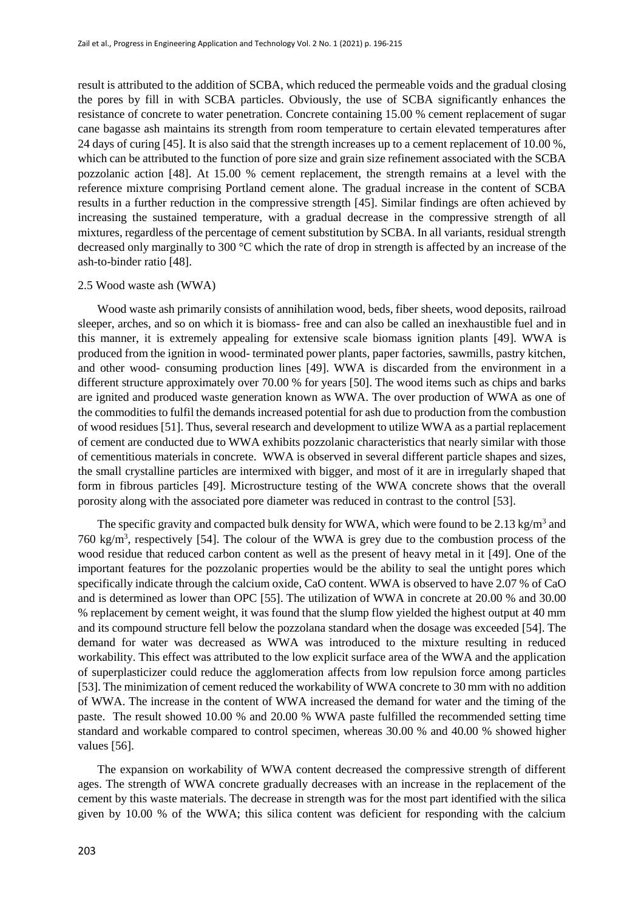result is attributed to the addition of SCBA, which reduced the permeable voids and the gradual closing the pores by fill in with SCBA particles. Obviously, the use of SCBA significantly enhances the resistance of concrete to water penetration. Concrete containing 15.00 % cement replacement of sugar cane bagasse ash maintains its strength from room temperature to certain elevated temperatures after 24 days of curing [45]. It is also said that the strength increases up to a cement replacement of 10.00 %, which can be attributed to the function of pore size and grain size refinement associated with the SCBA pozzolanic action [48]. At 15.00 % cement replacement, the strength remains at a level with the reference mixture comprising Portland cement alone. The gradual increase in the content of SCBA results in a further reduction in the compressive strength [45]. Similar findings are often achieved by increasing the sustained temperature, with a gradual decrease in the compressive strength of all mixtures, regardless of the percentage of cement substitution by SCBA. In all variants, residual strength decreased only marginally to 300 °C which the rate of drop in strength is affected by an increase of the ash-to-binder ratio [48].

### 2.5 Wood waste ash (WWA)

Wood waste ash primarily consists of annihilation wood, beds, fiber sheets, wood deposits, railroad sleeper, arches, and so on which it is biomass- free and can also be called an inexhaustible fuel and in this manner, it is extremely appealing for extensive scale biomass ignition plants [49]. WWA is produced from the ignition in wood- terminated power plants, paper factories, sawmills, pastry kitchen, and other wood- consuming production lines [49]. WWA is discarded from the environment in a different structure approximately over 70.00 % for years [50]. The wood items such as chips and barks are ignited and produced waste generation known as WWA. The over production of WWA as one of the commodities to fulfil the demands increased potential for ash due to production from the combustion of wood residues [51]. Thus, several research and development to utilize WWA as a partial replacement of cement are conducted due to WWA exhibits pozzolanic characteristics that nearly similar with those of cementitious materials in concrete. WWA is observed in several different particle shapes and sizes, the small crystalline particles are intermixed with bigger, and most of it are in irregularly shaped that form in fibrous particles [49]. Microstructure testing of the WWA concrete shows that the overall porosity along with the associated pore diameter was reduced in contrast to the control [53].

The specific gravity and compacted bulk density for WWA, which were found to be 2.13 $kg/m^3$ and 760 $kg/m^3$, respectively [54]. The colour of the WWA is grey due to the combustion process of the wood residue that reduced carbon content as well as the present of heavy metal in it [49]. One of the important features for the pozzolanic properties would be the ability to seal the untight pores which specifically indicate through the calcium oxide, CaO content. WWA is observed to have 2.07 % of CaO and is determined as lower than OPC [55]. The utilization of WWA in concrete at 20.00 % and 30.00 % replacement by cement weight, it was found that the slump flow yielded the highest output at 40 mm and its compound structure fell below the pozzolana standard when the dosage was exceeded [54]. The demand for water was decreased as WWA was introduced to the mixture resulting in reduced workability. This effect was attributed to the low explicit surface area of the WWA and the application of superplasticizer could reduce the agglomeration affects from low repulsion force among particles [53]. The minimization of cement reduced the workability of WWA concrete to 30 mm with no addition of WWA. The increase in the content of WWA increased the demand for water and the timing of the paste. The result showed 10.00 % and 20.00 % WWA paste fulfilled the recommended setting time standard and workable compared to control specimen, whereas 30.00 % and 40.00 % showed higher values [56].

The expansion on workability of WWA content decreased the compressive strength of different ages. The strength of WWA concrete gradually decreases with an increase in the replacement of the cement by this waste materials. The decrease in strength was for the most part identified with the silica given by 10.00 % of the WWA; this silica content was deficient for responding with the calcium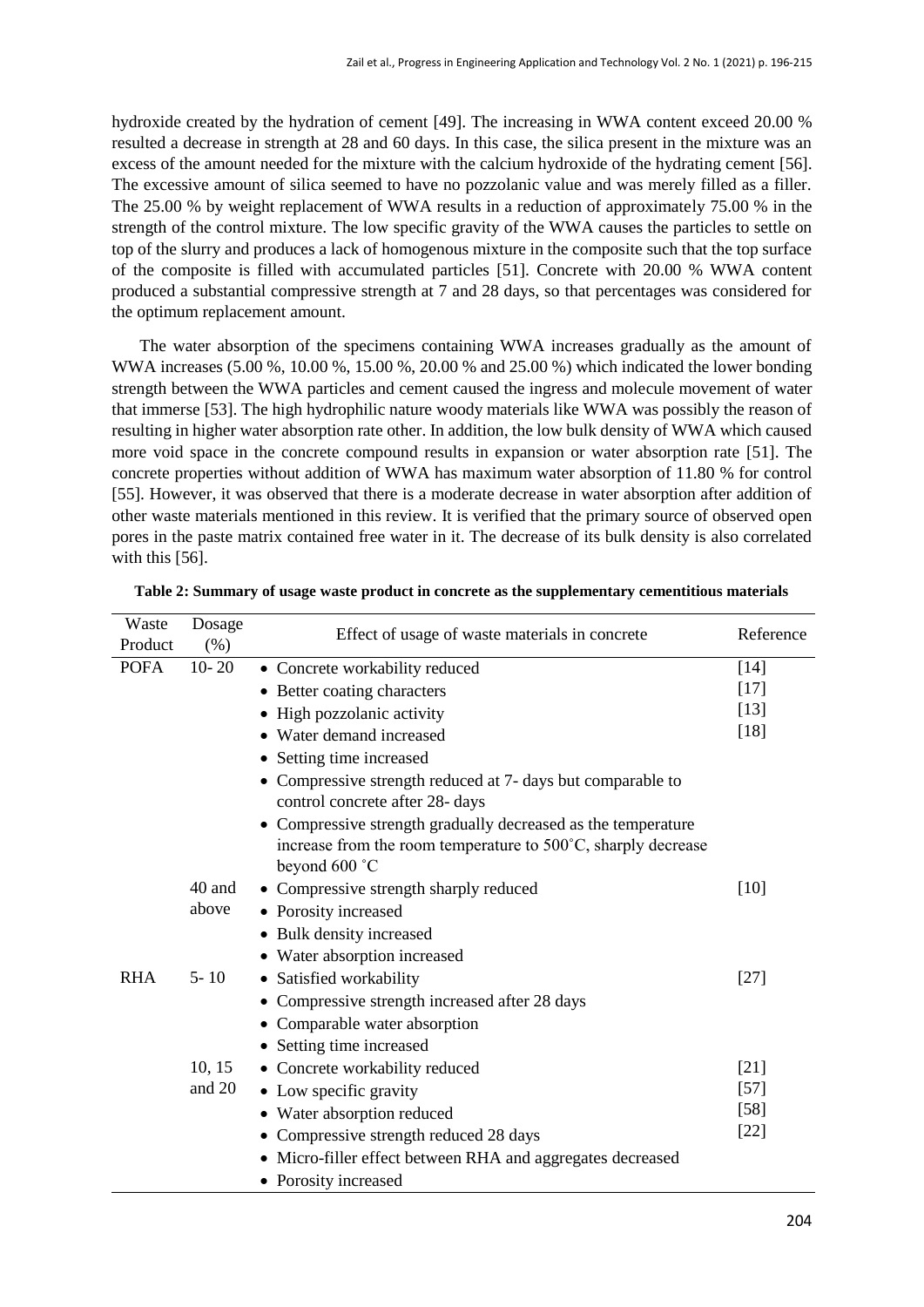hydroxide created by the hydration of cement [49]. The increasing in WWA content exceed 20.00 % resulted a decrease in strength at 28 and 60 days. In this case, the silica present in the mixture was an excess of the amount needed for the mixture with the calcium hydroxide of the hydrating cement [56]. The excessive amount of silica seemed to have no pozzolanic value and was merely filled as a filler. The 25.00 % by weight replacement of WWA results in a reduction of approximately 75.00 % in the strength of the control mixture. The low specific gravity of the WWA causes the particles to settle on top of the slurry and produces a lack of homogenous mixture in the composite such that the top surface of the composite is filled with accumulated particles [51]. Concrete with 20.00 % WWA content produced a substantial compressive strength at 7 and 28 days, so that percentages was considered for the optimum replacement amount.

The water absorption of the specimens containing WWA increases gradually as the amount of WWA increases (5.00 %, 10.00 %, 15.00 %, 20.00 % and 25.00 %) which indicated the lower bonding strength between the WWA particles and cement caused the ingress and molecule movement of water that immerse [53]. The high hydrophilic nature woody materials like WWA was possibly the reason of resulting in higher water absorption rate other. In addition, the low bulk density of WWA which caused more void space in the concrete compound results in expansion or water absorption rate [51]. The concrete properties without addition of WWA has maximum water absorption of 11.80 % for control [55]. However, it was observed that there is a moderate decrease in water absorption after addition of other waste materials mentioned in this review. It is verified that the primary source of observed open pores in the paste matrix contained free water in it. The decrease of its bulk density is also correlated with this [56].

**Table 2: Summary of usage waste product in concrete as the supplementary cementitious materials**

| Waste Product | Dosage (%) | Effect of usage of waste materials in concrete | Reference |
|---|---|---|---|
| POFA | 10- 20 | • Concrete workability reduced<br>• Better coating characters<br>• High pozzolanic activity<br>• Water demand increased<br>• Setting time increased<br>• Compressive strength reduced at 7- days but comparable to control concrete after 28- days<br>• Compressive strength gradually decreased as the temperature increase from the room temperature to 500˚C, sharply decrease beyond 600 ˚C | [14]<br>[17]<br>[13]<br>[18] |
| | 40 and above | • Compressive strength sharply reduced<br>• Porosity increased<br>• Bulk density increased<br>• Water absorption increased | [10] |
| RHA | 5- 10 | • Satisfied workability<br>• Compressive strength increased after 28 days<br>• Comparable water absorption<br>• Setting time increased | [27] |
| | 10, 15 and 20 | • Concrete workability reduced<br>• Low specific gravity<br>• Water absorption reduced<br>• Compressive strength reduced 28 days<br>• Micro-filler effect between RHA and aggregates decreased<br>• Porosity increased | [21]<br>[57]<br>[58]<br>[22] |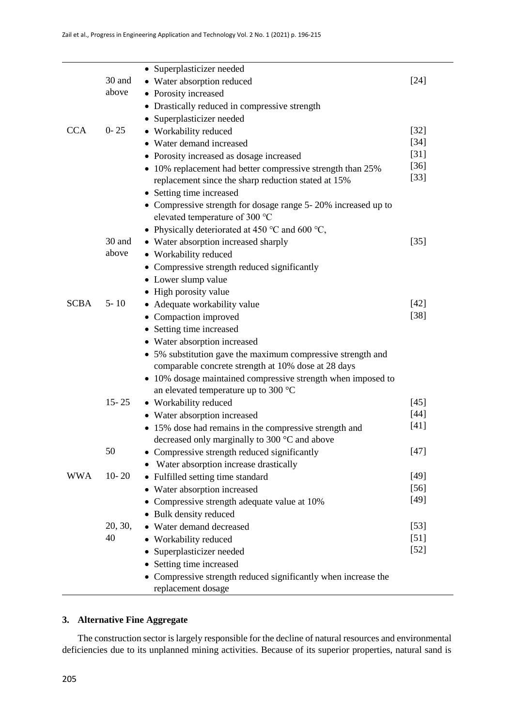|  |  |  |  |
|---|---|---|---|
|  | 30 and above | • Superplasticizer needed<br>• Water absorption reduced<br>• Porosity increased<br>• Drastically reduced in compressive strength<br>• Superplasticizer needed | [24] |
| CCA | 0- 25 | • Workability reduced<br>• Water demand increased<br>• Porosity increased as dosage increased<br>• 10% replacement had better compressive strength than 25% replacement since the sharp reduction stated at 15%<br>• Setting time increased<br>• Compressive strength for dosage range 5- 20% increased up to elevated temperature of 300 ℃<br>• Physically deteriorated at 450 ℃ and 600 ℃, | [32]<br>[34]<br>[31]<br>[36]<br>[33] |
|  | 30 and above | • Water absorption increased sharply<br>• Workability reduced<br>• Compressive strength reduced significantly<br>• Lower slump value<br>• High porosity value | [35] |
| SCBA | 5- 10 | • Adequate workability value<br>• Compaction improved<br>• Setting time increased<br>• Water absorption increased<br>• 5% substitution gave the maximum compressive strength and comparable concrete strength at 10% dose at 28 days<br>• 10% dosage maintained compressive strength when imposed to an elevated temperature up to 300 °C | [42]<br>[38] |
|  | 15- 25 | • Workability reduced<br>• Water absorption increased<br>• 15% dose had remains in the compressive strength and decreased only marginally to 300 °C and above | [45]<br>[44]<br>[41] |
|  | 50 | • Compressive strength reduced significantly<br>• Water absorption increase drastically | [47] |
| WWA | 10- 20 | • Fulfilled setting time standard<br>• Water absorption increased<br>• Compressive strength adequate value at 10%<br>• Bulk density reduced | [49]<br>[56]<br>[49] |
|  | 20, 30, 40 | • Water demand decreased<br>• Workability reduced<br>• Superplasticizer needed<br>• Setting time increased<br>• Compressive strength reduced significantly when increase the replacement dosage | [53]<br>[51]<br>[52] |

## 3. Alternative Fine Aggregate

The construction sector is largely responsible for the decline of natural resources and environmental deficiencies due to its unplanned mining activities. Because of its superior properties, natural sand is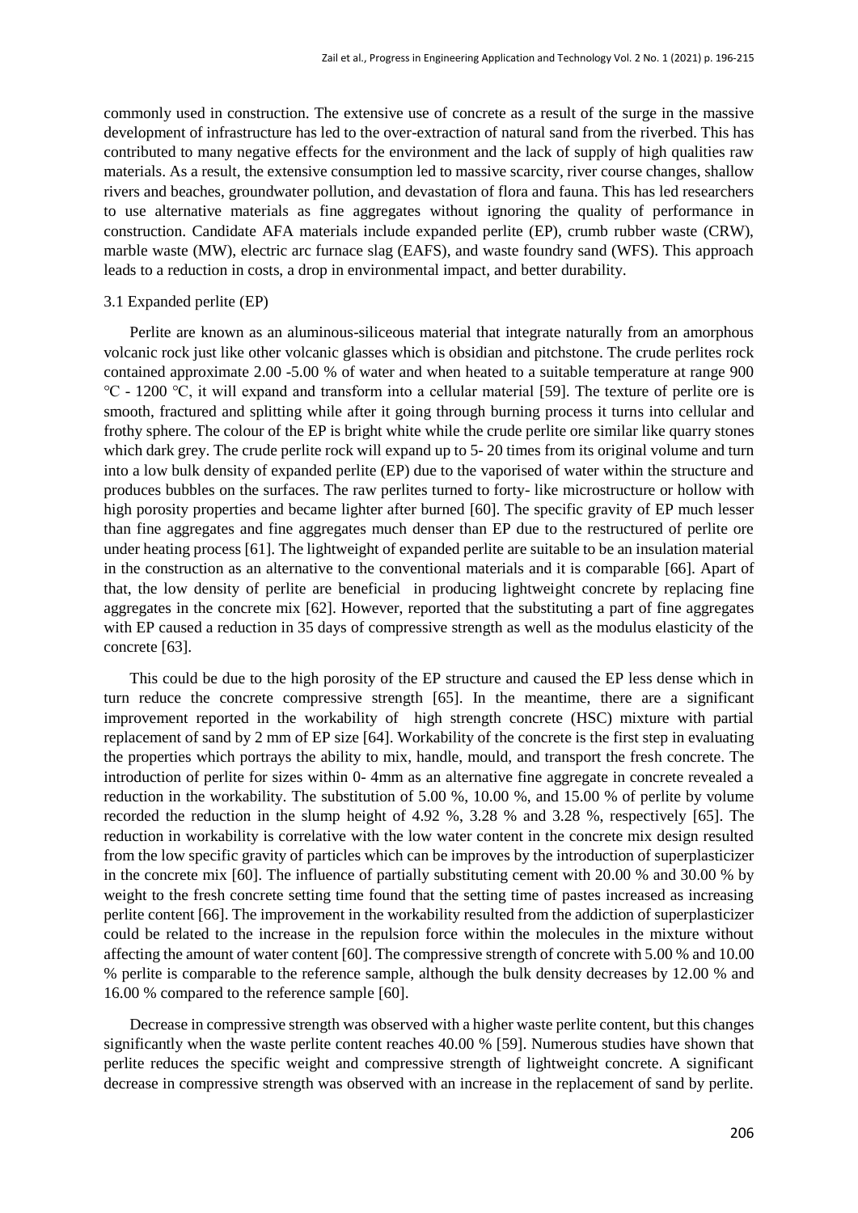commonly used in construction. The extensive use of concrete as a result of the surge in the massive development of infrastructure has led to the over-extraction of natural sand from the riverbed. This has contributed to many negative effects for the environment and the lack of supply of high qualities raw materials. As a result, the extensive consumption led to massive scarcity, river course changes, shallow rivers and beaches, groundwater pollution, and devastation of flora and fauna. This has led researchers to use alternative materials as fine aggregates without ignoring the quality of performance in construction. Candidate AFA materials include expanded perlite (EP), crumb rubber waste (CRW), marble waste (MW), electric arc furnace slag (EAFS), and waste foundry sand (WFS). This approach leads to a reduction in costs, a drop in environmental impact, and better durability.

### 3.1 Expanded perlite (EP)

Perlite are known as an aluminous-siliceous material that integrate naturally from an amorphous volcanic rock just like other volcanic glasses which is obsidian and pitchstone. The crude perlites rock contained approximate 2.00 -5.00 % of water and when heated to a suitable temperature at range 900 ℃ - 1200 ℃, it will expand and transform into a cellular material [59]. The texture of perlite ore is smooth, fractured and splitting while after it going through burning process it turns into cellular and frothy sphere. The colour of the EP is bright white while the crude perlite ore similar like quarry stones which dark grey. The crude perlite rock will expand up to 5- 20 times from its original volume and turn into a low bulk density of expanded perlite (EP) due to the vaporised of water within the structure and produces bubbles on the surfaces. The raw perlites turned to forty- like microstructure or hollow with high porosity properties and became lighter after burned [60]. The specific gravity of EP much lesser than fine aggregates and fine aggregates much denser than EP due to the restructured of perlite ore under heating process [61]. The lightweight of expanded perlite are suitable to be an insulation material in the construction as an alternative to the conventional materials and it is comparable [66]. Apart of that, the low density of perlite are beneficial in producing lightweight concrete by replacing fine aggregates in the concrete mix [62]. However, reported that the substituting a part of fine aggregates with EP caused a reduction in 35 days of compressive strength as well as the modulus elasticity of the concrete [63].

This could be due to the high porosity of the EP structure and caused the EP less dense which in turn reduce the concrete compressive strength [65]. In the meantime, there are a significant improvement reported in the workability of high strength concrete (HSC) mixture with partial replacement of sand by 2 mm of EP size [64]. Workability of the concrete is the first step in evaluating the properties which portrays the ability to mix, handle, mould, and transport the fresh concrete. The introduction of perlite for sizes within 0- 4mm as an alternative fine aggregate in concrete revealed a reduction in the workability. The substitution of 5.00 %, 10.00 %, and 15.00 % of perlite by volume recorded the reduction in the slump height of 4.92 %, 3.28 % and 3.28 %, respectively [65]. The reduction in workability is correlative with the low water content in the concrete mix design resulted from the low specific gravity of particles which can be improves by the introduction of superplasticizer in the concrete mix [60]. The influence of partially substituting cement with 20.00 % and 30.00 % by weight to the fresh concrete setting time found that the setting time of pastes increased as increasing perlite content [66]. The improvement in the workability resulted from the addiction of superplasticizer could be related to the increase in the repulsion force within the molecules in the mixture without affecting the amount of water content [60]. The compressive strength of concrete with 5.00 % and 10.00 % perlite is comparable to the reference sample, although the bulk density decreases by 12.00 % and 16.00 % compared to the reference sample [60].

Decrease in compressive strength was observed with a higher waste perlite content, but this changes significantly when the waste perlite content reaches 40.00 % [59]. Numerous studies have shown that perlite reduces the specific weight and compressive strength of lightweight concrete. A significant decrease in compressive strength was observed with an increase in the replacement of sand by perlite.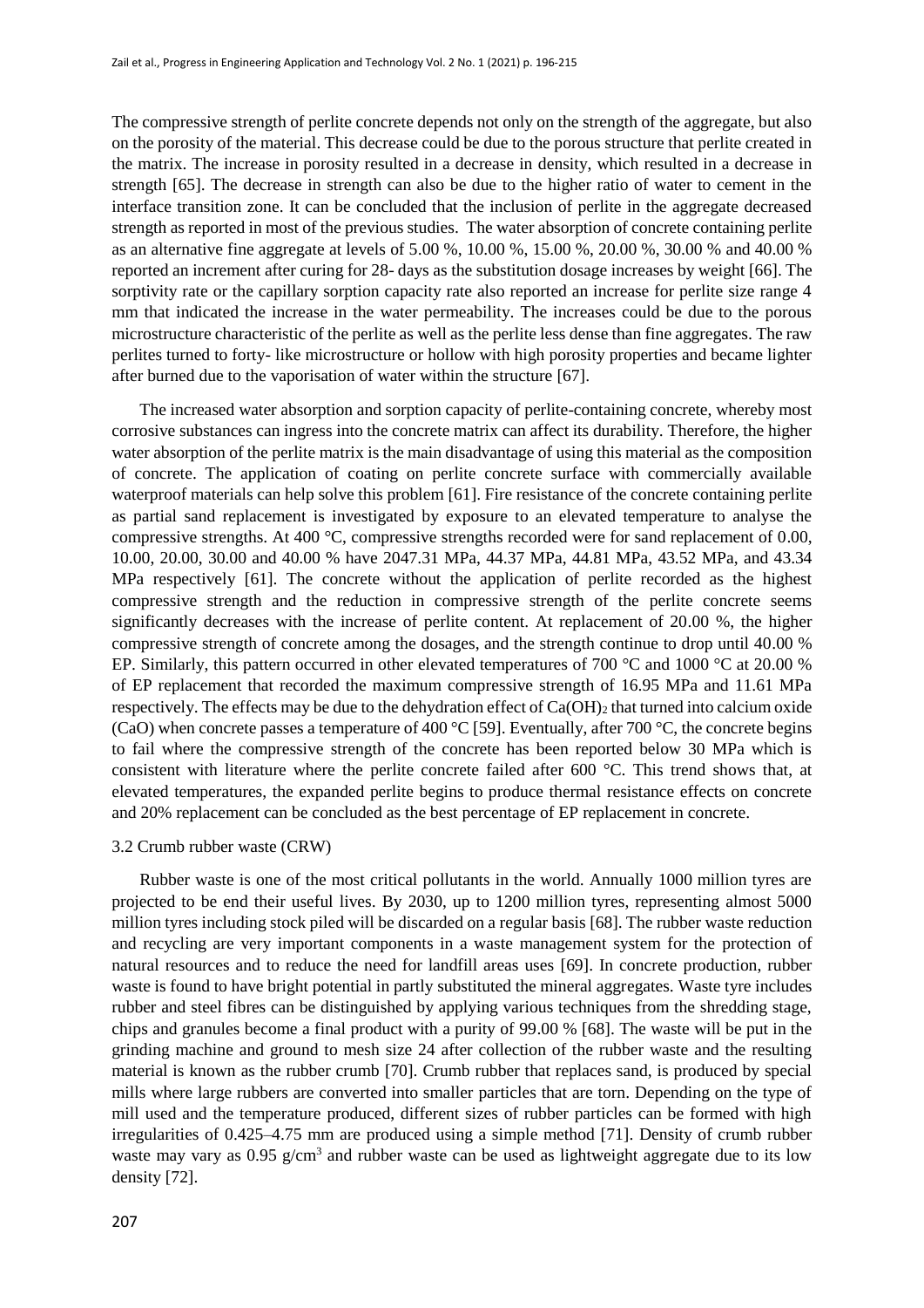The compressive strength of perlite concrete depends not only on the strength of the aggregate, but also on the porosity of the material. This decrease could be due to the porous structure that perlite created in the matrix. The increase in porosity resulted in a decrease in density, which resulted in a decrease in strength [65]. The decrease in strength can also be due to the higher ratio of water to cement in the interface transition zone. It can be concluded that the inclusion of perlite in the aggregate decreased strength as reported in most of the previous studies. The water absorption of concrete containing perlite as an alternative fine aggregate at levels of 5.00 %, 10.00 %, 15.00 %, 20.00 %, 30.00 % and 40.00 % reported an increment after curing for 28- days as the substitution dosage increases by weight [66]. The sorptivity rate or the capillary sorption capacity rate also reported an increase for perlite size range 4 mm that indicated the increase in the water permeability. The increases could be due to the porous microstructure characteristic of the perlite as well as the perlite less dense than fine aggregates. The raw perlites turned to forty- like microstructure or hollow with high porosity properties and became lighter after burned due to the vaporisation of water within the structure [67].

The increased water absorption and sorption capacity of perlite-containing concrete, whereby most corrosive substances can ingress into the concrete matrix can affect its durability. Therefore, the higher water absorption of the perlite matrix is the main disadvantage of using this material as the composition of concrete. The application of coating on perlite concrete surface with commercially available waterproof materials can help solve this problem [61]. Fire resistance of the concrete containing perlite as partial sand replacement is investigated by exposure to an elevated temperature to analyse the compressive strengths. At 400 °C, compressive strengths recorded were for sand replacement of 0.00, 10.00, 20.00, 30.00 and 40.00 % have 2047.31 MPa, 44.37 MPa, 44.81 MPa, 43.52 MPa, and 43.34 MPa respectively [61]. The concrete without the application of perlite recorded as the highest compressive strength and the reduction in compressive strength of the perlite concrete seems significantly decreases with the increase of perlite content. At replacement of 20.00 %, the higher compressive strength of concrete among the dosages, and the strength continue to drop until 40.00 % EP. Similarly, this pattern occurred in other elevated temperatures of 700 °C and 1000 °C at 20.00 % of EP replacement that recorded the maximum compressive strength of 16.95 MPa and 11.61 MPa respectively. The effects may be due to the dehydration effect of $Ca(OH)_2$ that turned into calcium oxide ($CaO$) when concrete passes a temperature of 400 °C [59]. Eventually, after 700 °C, the concrete begins to fail where the compressive strength of the concrete has been reported below 30 MPa which is consistent with literature where the perlite concrete failed after 600 °C. This trend shows that, at elevated temperatures, the expanded perlite begins to produce thermal resistance effects on concrete and 20% replacement can be concluded as the best percentage of EP replacement in concrete.

### 3.2 Crumb rubber waste (CRW)

Rubber waste is one of the most critical pollutants in the world. Annually 1000 million tyres are projected to be end their useful lives. By 2030, up to 1200 million tyres, representing almost 5000 million tyres including stock piled will be discarded on a regular basis [68]. The rubber waste reduction and recycling are very important components in a waste management system for the protection of natural resources and to reduce the need for landfill areas uses [69]. In concrete production, rubber waste is found to have bright potential in partly substituted the mineral aggregates. Waste tyre includes rubber and steel fibres can be distinguished by applying various techniques from the shredding stage, chips and granules become a final product with a purity of 99.00 % [68]. The waste will be put in the grinding machine and ground to mesh size 24 after collection of the rubber waste and the resulting material is known as the rubber crumb [70]. Crumb rubber that replaces sand, is produced by special mills where large rubbers are converted into smaller particles that are torn. Depending on the type of mill used and the temperature produced, different sizes of rubber particles can be formed with high irregularities of 0.425–4.75 mm are produced using a simple method [71]. Density of crumb rubber waste may vary as 0.95 $g/cm^3$ and rubber waste can be used as lightweight aggregate due to its low density [72].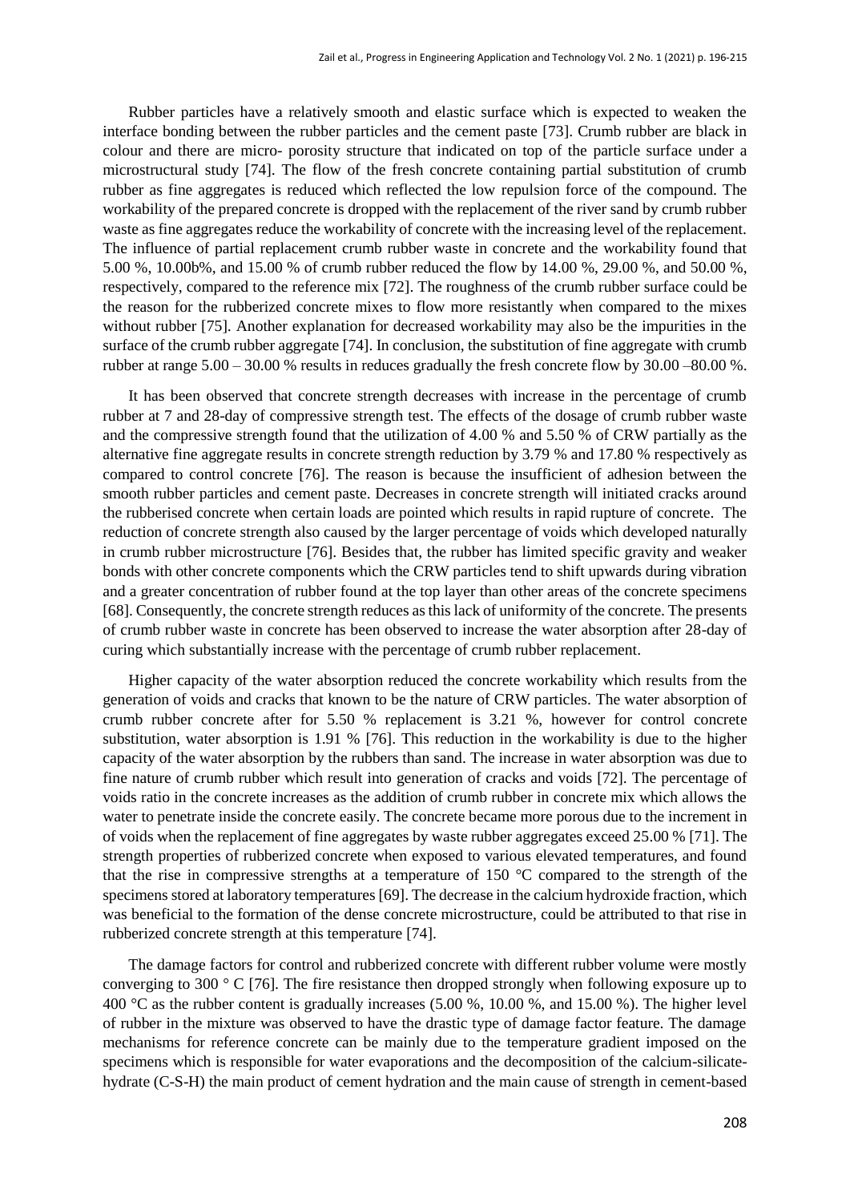Rubber particles have a relatively smooth and elastic surface which is expected to weaken the interface bonding between the rubber particles and the cement paste [73]. Crumb rubber are black in colour and there are micro- porosity structure that indicated on top of the particle surface under a microstructural study [74]. The flow of the fresh concrete containing partial substitution of crumb rubber as fine aggregates is reduced which reflected the low repulsion force of the compound. The workability of the prepared concrete is dropped with the replacement of the river sand by crumb rubber waste as fine aggregates reduce the workability of concrete with the increasing level of the replacement. The influence of partial replacement crumb rubber waste in concrete and the workability found that 5.00 %, 10.00b%, and 15.00 % of crumb rubber reduced the flow by 14.00 %, 29.00 %, and 50.00 %, respectively, compared to the reference mix [72]. The roughness of the crumb rubber surface could be the reason for the rubberized concrete mixes to flow more resistantly when compared to the mixes without rubber [75]. Another explanation for decreased workability may also be the impurities in the surface of the crumb rubber aggregate [74]. In conclusion, the substitution of fine aggregate with crumb rubber at range 5.00 – 30.00 % results in reduces gradually the fresh concrete flow by 30.00 –80.00 %.

It has been observed that concrete strength decreases with increase in the percentage of crumb rubber at 7 and 28-day of compressive strength test. The effects of the dosage of crumb rubber waste and the compressive strength found that the utilization of 4.00 % and 5.50 % of CRW partially as the alternative fine aggregate results in concrete strength reduction by 3.79 % and 17.80 % respectively as compared to control concrete [76]. The reason is because the insufficient of adhesion between the smooth rubber particles and cement paste. Decreases in concrete strength will initiated cracks around the rubberised concrete when certain loads are pointed which results in rapid rupture of concrete. The reduction of concrete strength also caused by the larger percentage of voids which developed naturally in crumb rubber microstructure [76]. Besides that, the rubber has limited specific gravity and weaker bonds with other concrete components which the CRW particles tend to shift upwards during vibration and a greater concentration of rubber found at the top layer than other areas of the concrete specimens [68]. Consequently, the concrete strength reduces as this lack of uniformity of the concrete. The presents of crumb rubber waste in concrete has been observed to increase the water absorption after 28-day of curing which substantially increase with the percentage of crumb rubber replacement.

Higher capacity of the water absorption reduced the concrete workability which results from the generation of voids and cracks that known to be the nature of CRW particles. The water absorption of crumb rubber concrete after for 5.50 % replacement is 3.21 %, however for control concrete substitution, water absorption is 1.91 % [76]. This reduction in the workability is due to the higher capacity of the water absorption by the rubbers than sand. The increase in water absorption was due to fine nature of crumb rubber which result into generation of cracks and voids [72]. The percentage of voids ratio in the concrete increases as the addition of crumb rubber in concrete mix which allows the water to penetrate inside the concrete easily. The concrete became more porous due to the increment in of voids when the replacement of fine aggregates by waste rubber aggregates exceed 25.00 % [71]. The strength properties of rubberized concrete when exposed to various elevated temperatures, and found that the rise in compressive strengths at a temperature of 150 °C compared to the strength of the specimens stored at laboratory temperatures [69]. The decrease in the calcium hydroxide fraction, which was beneficial to the formation of the dense concrete microstructure, could be attributed to that rise in rubberized concrete strength at this temperature [74].

The damage factors for control and rubberized concrete with different rubber volume were mostly converging to 300 ° C [76]. The fire resistance then dropped strongly when following exposure up to 400 °C as the rubber content is gradually increases (5.00 %, 10.00 %, and 15.00 %). The higher level of rubber in the mixture was observed to have the drastic type of damage factor feature. The damage mechanisms for reference concrete can be mainly due to the temperature gradient imposed on the specimens which is responsible for water evaporations and the decomposition of the calcium-silicate-hydrate (C-S-H) the main product of cement hydration and the main cause of strength in cement-based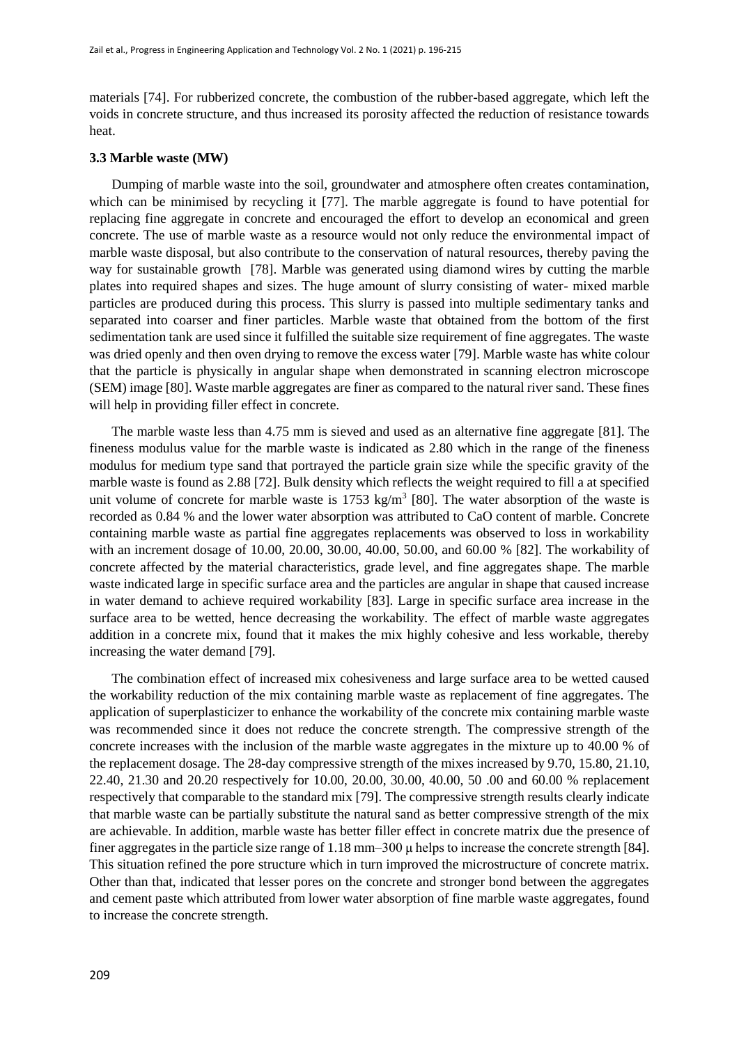materials [74]. For rubberized concrete, the combustion of the rubber-based aggregate, which left the voids in concrete structure, and thus increased its porosity affected the reduction of resistance towards heat.

### 3.3 Marble waste (MW)

Dumping of marble waste into the soil, groundwater and atmosphere often creates contamination, which can be minimised by recycling it [77]. The marble aggregate is found to have potential for replacing fine aggregate in concrete and encouraged the effort to develop an economical and green concrete. The use of marble waste as a resource would not only reduce the environmental impact of marble waste disposal, but also contribute to the conservation of natural resources, thereby paving the way for sustainable growth [78]. Marble was generated using diamond wires by cutting the marble plates into required shapes and sizes. The huge amount of slurry consisting of water- mixed marble particles are produced during this process. This slurry is passed into multiple sedimentary tanks and separated into coarser and finer particles. Marble waste that obtained from the bottom of the first sedimentation tank are used since it fulfilled the suitable size requirement of fine aggregates. The waste was dried openly and then oven drying to remove the excess water [79]. Marble waste has white colour that the particle is physically in angular shape when demonstrated in scanning electron microscope (SEM) image [80]. Waste marble aggregates are finer as compared to the natural river sand. These fines will help in providing filler effect in concrete.

The marble waste less than 4.75 mm is sieved and used as an alternative fine aggregate [81]. The fineness modulus value for the marble waste is indicated as 2.80 which in the range of the fineness modulus for medium type sand that portrayed the particle grain size while the specific gravity of the marble waste is found as 2.88 [72]. Bulk density which reflects the weight required to fill a at specified unit volume of concrete for marble waste is 1753 kg/m$^3$ [80]. The water absorption of the waste is recorded as 0.84 % and the lower water absorption was attributed to CaO content of marble. Concrete containing marble waste as partial fine aggregates replacements was observed to loss in workability with an increment dosage of 10.00, 20.00, 30.00, 40.00, 50.00, and 60.00 % [82]. The workability of concrete affected by the material characteristics, grade level, and fine aggregates shape. The marble waste indicated large in specific surface area and the particles are angular in shape that caused increase in water demand to achieve required workability [83]. Large in specific surface area increase in the surface area to be wetted, hence decreasing the workability. The effect of marble waste aggregates addition in a concrete mix, found that it makes the mix highly cohesive and less workable, thereby increasing the water demand [79].

The combination effect of increased mix cohesiveness and large surface area to be wetted caused the workability reduction of the mix containing marble waste as replacement of fine aggregates. The application of superplasticizer to enhance the workability of the concrete mix containing marble waste was recommended since it does not reduce the concrete strength. The compressive strength of the concrete increases with the inclusion of the marble waste aggregates in the mixture up to 40.00 % of the replacement dosage. The 28-day compressive strength of the mixes increased by 9.70, 15.80, 21.10, 22.40, 21.30 and 20.20 respectively for 10.00, 20.00, 30.00, 40.00, 50 .00 and 60.00 % replacement respectively that comparable to the standard mix [79]. The compressive strength results clearly indicate that marble waste can be partially substitute the natural sand as better compressive strength of the mix are achievable. In addition, marble waste has better filler effect in concrete matrix due the presence of finer aggregates in the particle size range of 1.18 mm–300 μ helps to increase the concrete strength [84]. This situation refined the pore structure which in turn improved the microstructure of concrete matrix. Other than that, indicated that lesser pores on the concrete and stronger bond between the aggregates and cement paste which attributed from lower water absorption of fine marble waste aggregates, found to increase the concrete strength.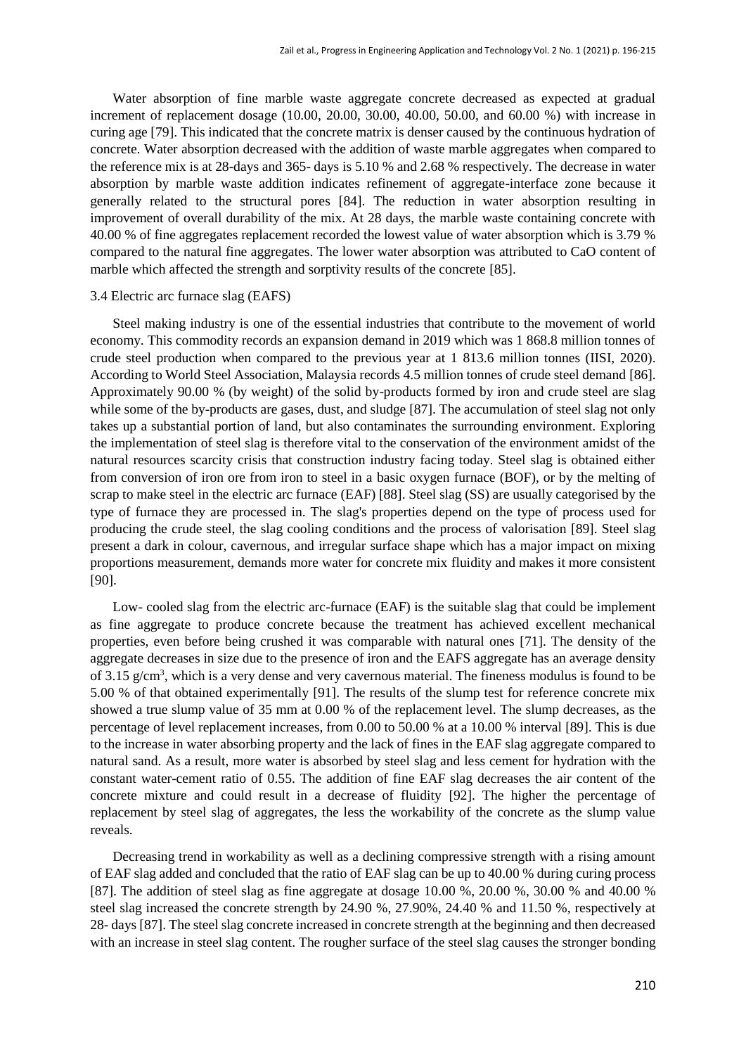Water absorption of fine marble waste aggregate concrete decreased as expected at gradual increment of replacement dosage (10.00, 20.00, 30.00, 40.00, 50.00, and 60.00 %) with increase in curing age [79]. This indicated that the concrete matrix is denser caused by the continuous hydration of concrete. Water absorption decreased with the addition of waste marble aggregates when compared to the reference mix is at 28-days and 365- days is 5.10 % and 2.68 % respectively. The decrease in water absorption by marble waste addition indicates refinement of aggregate-interface zone because it generally related to the structural pores [84]. The reduction in water absorption resulting in improvement of overall durability of the mix. At 28 days, the marble waste containing concrete with 40.00 % of fine aggregates replacement recorded the lowest value of water absorption which is 3.79 % compared to the natural fine aggregates. The lower water absorption was attributed to CaO content of marble which affected the strength and sorptivity results of the concrete [85].

### 3.4 Electric arc furnace slag (EAFS)

Steel making industry is one of the essential industries that contribute to the movement of world economy. This commodity records an expansion demand in 2019 which was 1 868.8 million tonnes of crude steel production when compared to the previous year at 1 813.6 million tonnes (IISI, 2020). According to World Steel Association, Malaysia records 4.5 million tonnes of crude steel demand [86]. Approximately 90.00 % (by weight) of the solid by-products formed by iron and crude steel are slag while some of the by-products are gases, dust, and sludge [87]. The accumulation of steel slag not only takes up a substantial portion of land, but also contaminates the surrounding environment. Exploring the implementation of steel slag is therefore vital to the conservation of the environment amidst of the natural resources scarcity crisis that construction industry facing today. Steel slag is obtained either from conversion of iron ore from iron to steel in a basic oxygen furnace (BOF), or by the melting of scrap to make steel in the electric arc furnace (EAF) [88]. Steel slag (SS) are usually categorised by the type of furnace they are processed in. The slag's properties depend on the type of process used for producing the crude steel, the slag cooling conditions and the process of valorisation [89]. Steel slag present a dark in colour, cavernous, and irregular surface shape which has a major impact on mixing proportions measurement, demands more water for concrete mix fluidity and makes it more consistent [90].

Low- cooled slag from the electric arc-furnace (EAF) is the suitable slag that could be implement as fine aggregate to produce concrete because the treatment has achieved excellent mechanical properties, even before being crushed it was comparable with natural ones [71]. The density of the aggregate decreases in size due to the presence of iron and the EAFS aggregate has an average density of 3.15 g/cm$^3$, which is a very dense and very cavernous material. The fineness modulus is found to be 5.00 % of that obtained experimentally [91]. The results of the slump test for reference concrete mix showed a true slump value of 35 mm at 0.00 % of the replacement level. The slump decreases, as the percentage of level replacement increases, from 0.00 to 50.00 % at a 10.00 % interval [89]. This is due to the increase in water absorbing property and the lack of fines in the EAF slag aggregate compared to natural sand. As a result, more water is absorbed by steel slag and less cement for hydration with the constant water-cement ratio of 0.55. The addition of fine EAF slag decreases the air content of the concrete mixture and could result in a decrease of fluidity [92]. The higher the percentage of replacement by steel slag of aggregates, the less the workability of the concrete as the slump value reveals.

Decreasing trend in workability as well as a declining compressive strength with a rising amount of EAF slag added and concluded that the ratio of EAF slag can be up to 40.00 % during curing process [87]. The addition of steel slag as fine aggregate at dosage 10.00 %, 20.00 %, 30.00 % and 40.00 % steel slag increased the concrete strength by 24.90 %, 27.90%, 24.40 % and 11.50 %, respectively at 28- days [87]. The steel slag concrete increased in concrete strength at the beginning and then decreased with an increase in steel slag content. The rougher surface of the steel slag causes the stronger bonding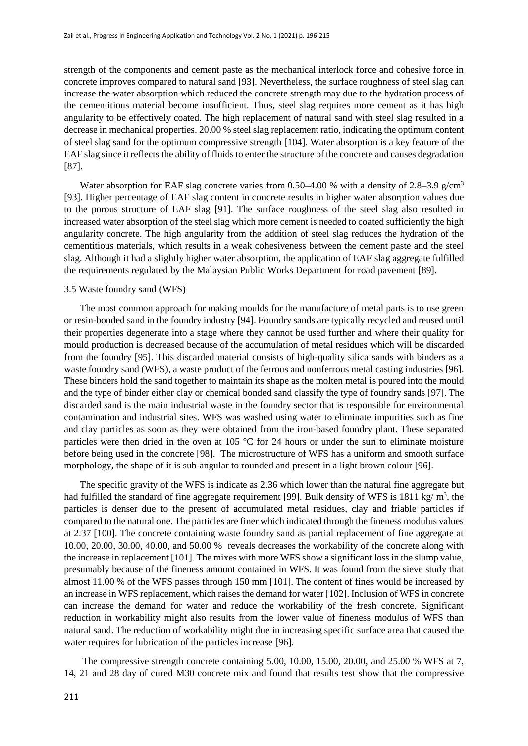strength of the components and cement paste as the mechanical interlock force and cohesive force in concrete improves compared to natural sand [93]. Nevertheless, the surface roughness of steel slag can increase the water absorption which reduced the concrete strength may due to the hydration process of the cementitious material become insufficient. Thus, steel slag requires more cement as it has high angularity to be effectively coated. The high replacement of natural sand with steel slag resulted in a decrease in mechanical properties. 20.00 % steel slag replacement ratio, indicating the optimum content of steel slag sand for the optimum compressive strength [104]. Water absorption is a key feature of the EAF slag since it reflects the ability of fluids to enter the structure of the concrete and causes degradation [87].

Water absorption for EAF slag concrete varies from 0.50–4.00 % with a density of 2.8–3.9 g/cm$^3$ [93]. Higher percentage of EAF slag content in concrete results in higher water absorption values due to the porous structure of EAF slag [91]. The surface roughness of the steel slag also resulted in increased water absorption of the steel slag which more cement is needed to coated sufficiently the high angularity concrete. The high angularity from the addition of steel slag reduces the hydration of the cementitious materials, which results in a weak cohesiveness between the cement paste and the steel slag. Although it had a slightly higher water absorption, the application of EAF slag aggregate fulfilled the requirements regulated by the Malaysian Public Works Department for road pavement [89].

### 3.5 Waste foundry sand (WFS)

The most common approach for making moulds for the manufacture of metal parts is to use green or resin-bonded sand in the foundry industry [94]. Foundry sands are typically recycled and reused until their properties degenerate into a stage where they cannot be used further and where their quality for mould production is decreased because of the accumulation of metal residues which will be discarded from the foundry [95]. This discarded material consists of high-quality silica sands with binders as a waste foundry sand (WFS), a waste product of the ferrous and nonferrous metal casting industries [96]. These binders hold the sand together to maintain its shape as the molten metal is poured into the mould and the type of binder either clay or chemical bonded sand classify the type of foundry sands [97]. The discarded sand is the main industrial waste in the foundry sector that is responsible for environmental contamination and industrial sites. WFS was washed using water to eliminate impurities such as fine and clay particles as soon as they were obtained from the iron-based foundry plant. These separated particles were then dried in the oven at 105 °C for 24 hours or under the sun to eliminate moisture before being used in the concrete [98]. The microstructure of WFS has a uniform and smooth surface morphology, the shape of it is sub-angular to rounded and present in a light brown colour [96].

The specific gravity of the WFS is indicate as 2.36 which lower than the natural fine aggregate but had fulfilled the standard of fine aggregate requirement [99]. Bulk density of WFS is 1811 kg/ m$^3$, the particles is denser due to the present of accumulated metal residues, clay and friable particles if compared to the natural one. The particles are finer which indicated through the fineness modulus values at 2.37 [100]. The concrete containing waste foundry sand as partial replacement of fine aggregate at 10.00, 20.00, 30.00, 40.00, and 50.00 % reveals decreases the workability of the concrete along with the increase in replacement [101]. The mixes with more WFS show a significant loss in the slump value, presumably because of the fineness amount contained in WFS. It was found from the sieve study that almost 11.00 % of the WFS passes through 150 mm [101]. The content of fines would be increased by an increase in WFS replacement, which raises the demand for water [102]. Inclusion of WFS in concrete can increase the demand for water and reduce the workability of the fresh concrete. Significant reduction in workability might also results from the lower value of fineness modulus of WFS than natural sand. The reduction of workability might due in increasing specific surface area that caused the water requires for lubrication of the particles increase [96].

The compressive strength concrete containing 5.00, 10.00, 15.00, 20.00, and 25.00 % WFS at 7, 14, 21 and 28 day of cured M30 concrete mix and found that results test show that the compressive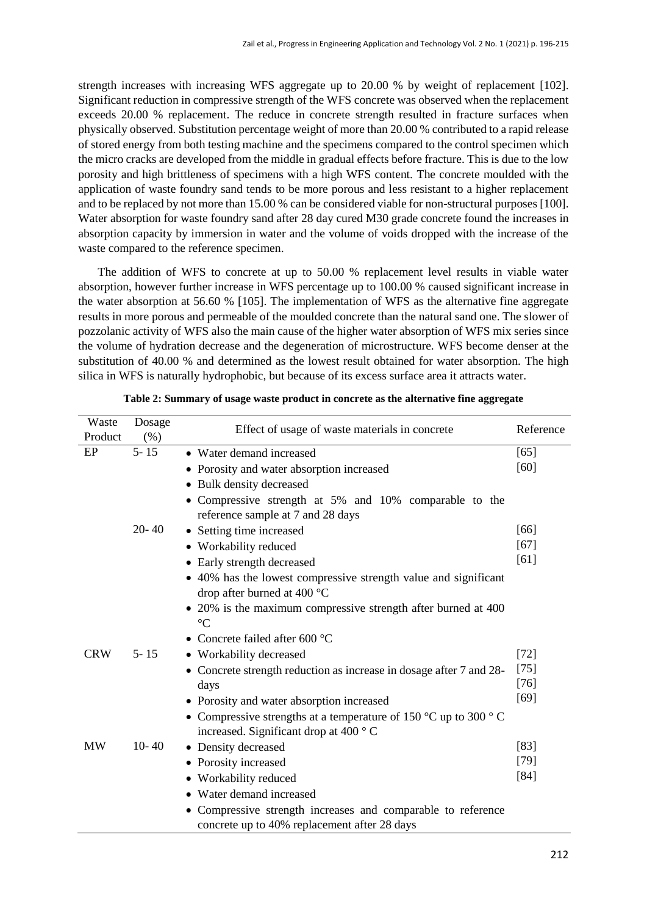strength increases with increasing WFS aggregate up to 20.00 % by weight of replacement [102]. Significant reduction in compressive strength of the WFS concrete was observed when the replacement exceeds 20.00 % replacement. The reduce in concrete strength resulted in fracture surfaces when physically observed. Substitution percentage weight of more than 20.00 % contributed to a rapid release of stored energy from both testing machine and the specimens compared to the control specimen which the micro cracks are developed from the middle in gradual effects before fracture. This is due to the low porosity and high brittleness of specimens with a high WFS content. The concrete moulded with the application of waste foundry sand tends to be more porous and less resistant to a higher replacement and to be replaced by not more than 15.00 % can be considered viable for non-structural purposes [100]. Water absorption for waste foundry sand after 28 day cured M30 grade concrete found the increases in absorption capacity by immersion in water and the volume of voids dropped with the increase of the waste compared to the reference specimen.

The addition of WFS to concrete at up to 50.00 % replacement level results in viable water absorption, however further increase in WFS percentage up to 100.00 % caused significant increase in the water absorption at 56.60 % [105]. The implementation of WFS as the alternative fine aggregate results in more porous and permeable of the moulded concrete than the natural sand one. The slower of pozzolanic activity of WFS also the main cause of the higher water absorption of WFS mix series since the volume of hydration decrease and the degeneration of microstructure. WFS become denser at the substitution of 40.00 % and determined as the lowest result obtained for water absorption. The high silica in WFS is naturally hydrophobic, but because of its excess surface area it attracts water.

**Table 2: Summary of usage waste product in concrete as the alternative fine aggregate**

| Waste Product | Dosage (%) | Effect of usage of waste materials in concrete | Reference |
|---|---|---|---|
| EP | 5- 15 | • Water demand increased<br>• Porosity and water absorption increased<br>• Bulk density decreased<br>• Compressive strength at 5% and 10% comparable to the reference sample at 7 and 28 days | [65]<br>[60] |
| | 20- 40 | • Setting time increased<br>• Workability reduced<br>• Early strength decreased<br>• 40% has the lowest compressive strength value and significant drop after burned at 400 °C<br>• 20% is the maximum compressive strength after burned at 400 °C<br>• Concrete failed after 600 °C | [66]<br>[67]<br>[61] |
| CRW | 5- 15 | • Workability decreased<br>• Concrete strength reduction as increase in dosage after 7 and 28-days<br>• Porosity and water absorption increased<br>• Compressive strengths at a temperature of 150 °C up to 300 ° C increased. Significant drop at 400 ° C | [72]<br>[75]<br>[76]<br>[69] |
| MW | 10- 40 | • Density decreased<br>• Porosity increased<br>• Workability reduced<br>• Water demand increased<br>• Compressive strength increases and comparable to reference concrete up to 40% replacement after 28 days | [83]<br>[79]<br>[84] |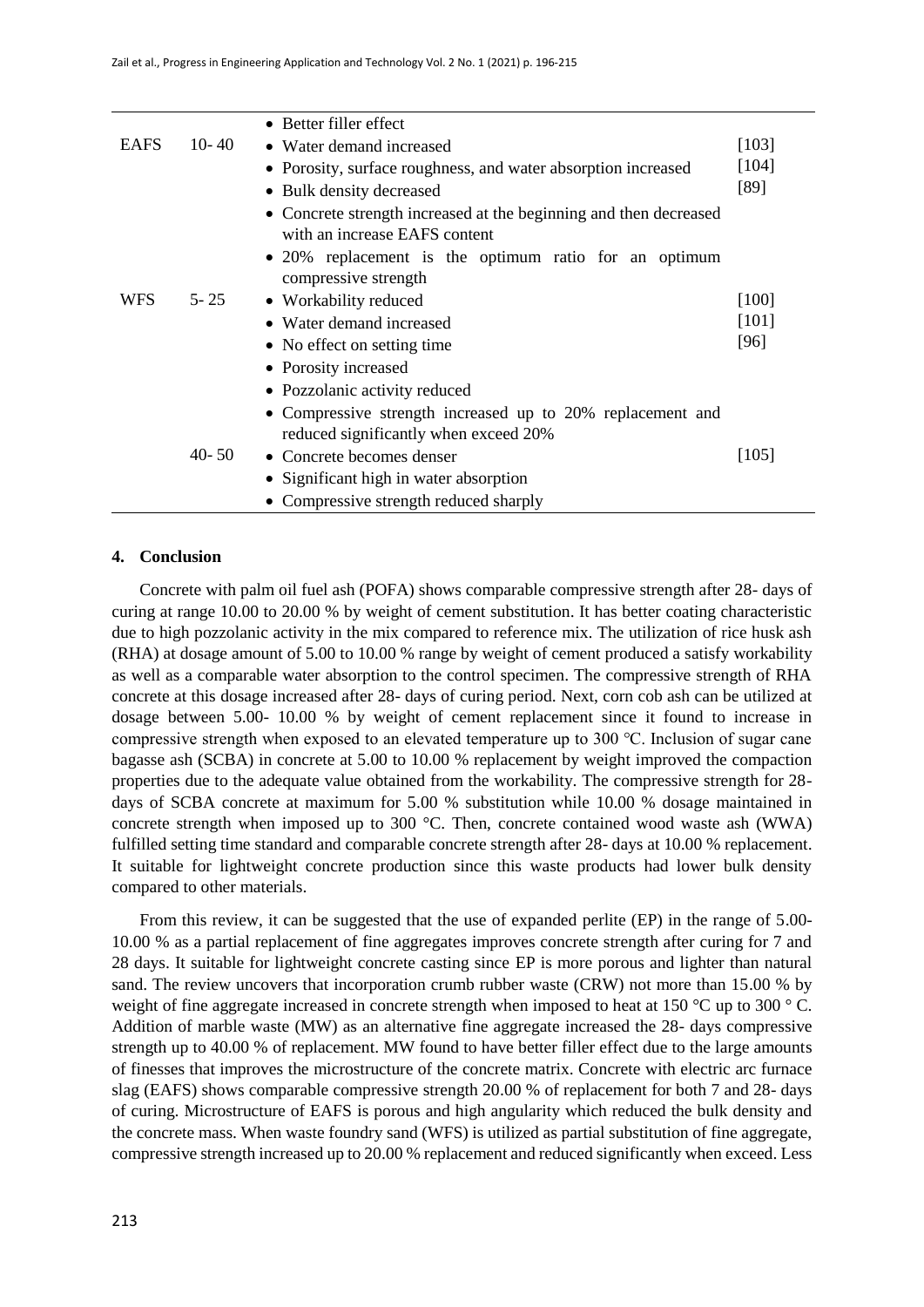| | | | |
|---|---|---|---|
| EAFS | 10- 40 | • Better filler effect<br>• Water demand increased<br>• Porosity, surface roughness, and water absorption increased<br>• Bulk density decreased<br>• Concrete strength increased at the beginning and then decreased with an increase EAFS content<br>• 20% replacement is the optimum ratio for an optimum compressive strength | [103]<br>[104]<br>[89] |
| WFS | 5- 25 | • Workability reduced<br>• Water demand increased<br>• No effect on setting time<br>• Porosity increased<br>• Pozzolanic activity reduced<br>• Compressive strength increased up to 20% replacement and reduced significantly when exceed 20% | [100]<br>[101]<br>[96] |
| | 40- 50 | • Concrete becomes denser<br>• Significant high in water absorption<br>• Compressive strength reduced sharply | [105] |

## 4. Conclusion

Concrete with palm oil fuel ash (POFA) shows comparable compressive strength after 28- days of curing at range 10.00 to 20.00 % by weight of cement substitution. It has better coating characteristic due to high pozzolanic activity in the mix compared to reference mix. The utilization of rice husk ash (RHA) at dosage amount of 5.00 to 10.00 % range by weight of cement produced a satisfy workability as well as a comparable water absorption to the control specimen. The compressive strength of RHA concrete at this dosage increased after 28- days of curing period. Next, corn cob ash can be utilized at dosage between 5.00- 10.00 % by weight of cement replacement since it found to increase in compressive strength when exposed to an elevated temperature up to 300 ℃. Inclusion of sugar cane bagasse ash (SCBA) in concrete at 5.00 to 10.00 % replacement by weight improved the compaction properties due to the adequate value obtained from the workability. The compressive strength for 28- days of SCBA concrete at maximum for 5.00 % substitution while 10.00 % dosage maintained in concrete strength when imposed up to 300 °C. Then, concrete contained wood waste ash (WWA) fulfilled setting time standard and comparable concrete strength after 28- days at 10.00 % replacement. It suitable for lightweight concrete production since this waste products had lower bulk density compared to other materials.

From this review, it can be suggested that the use of expanded perlite (EP) in the range of 5.00- 10.00 % as a partial replacement of fine aggregates improves concrete strength after curing for 7 and 28 days. It suitable for lightweight concrete casting since EP is more porous and lighter than natural sand. The review uncovers that incorporation crumb rubber waste (CRW) not more than 15.00 % by weight of fine aggregate increased in concrete strength when imposed to heat at 150 °C up to 300 ° C. Addition of marble waste (MW) as an alternative fine aggregate increased the 28- days compressive strength up to 40.00 % of replacement. MW found to have better filler effect due to the large amounts of finesses that improves the microstructure of the concrete matrix. Concrete with electric arc furnace slag (EAFS) shows comparable compressive strength 20.00 % of replacement for both 7 and 28- days of curing. Microstructure of EAFS is porous and high angularity which reduced the bulk density and the concrete mass. When waste foundry sand (WFS) is utilized as partial substitution of fine aggregate, compressive strength increased up to 20.00 % replacement and reduced significantly when exceed. Less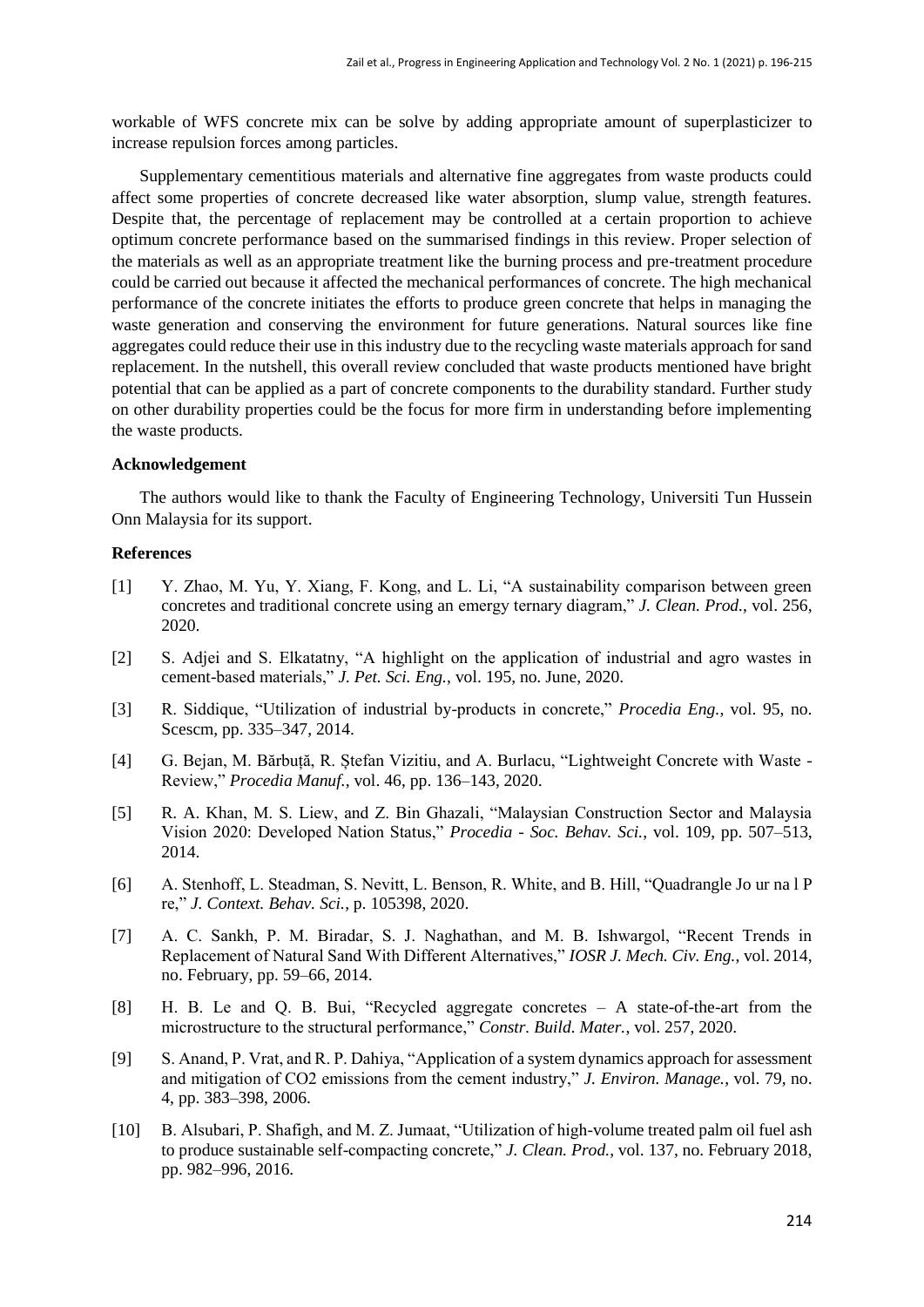workable of WFS concrete mix can be solve by adding appropriate amount of superplasticizer to increase repulsion forces among particles.

Supplementary cementitious materials and alternative fine aggregates from waste products could affect some properties of concrete decreased like water absorption, slump value, strength features. Despite that, the percentage of replacement may be controlled at a certain proportion to achieve optimum concrete performance based on the summarised findings in this review. Proper selection of the materials as well as an appropriate treatment like the burning process and pre-treatment procedure could be carried out because it affected the mechanical performances of concrete. The high mechanical performance of the concrete initiates the efforts to produce green concrete that helps in managing the waste generation and conserving the environment for future generations. Natural sources like fine aggregates could reduce their use in this industry due to the recycling waste materials approach for sand replacement. In the nutshell, this overall review concluded that waste products mentioned have bright potential that can be applied as a part of concrete components to the durability standard. Further study on other durability properties could be the focus for more firm in understanding before implementing the waste products.

**Acknowledgement**

The authors would like to thank the Faculty of Engineering Technology, Universiti Tun Hussein Onn Malaysia for its support.

**References**

[1] Y. Zhao, M. Yu, Y. Xiang, F. Kong, and L. Li, "A sustainability comparison between green concretes and traditional concrete using an emergy ternary diagram," *J. Clean. Prod.*, vol. 256, 2020.

[2] S. Adjei and S. Elkatatny, "A highlight on the application of industrial and agro wastes in cement-based materials," *J. Pet. Sci. Eng.*, vol. 195, no. June, 2020.

[3] R. Siddique, "Utilization of industrial by-products in concrete," *Procedia Eng.*, vol. 95, no. Scescm, pp. 335–347, 2014.

[4] G. Bejan, M. Bărbuță, R. Ștefan Vizitiu, and A. Burlacu, "Lightweight Concrete with Waste - Review," *Procedia Manuf.*, vol. 46, pp. 136–143, 2020.

[5] R. A. Khan, M. S. Liew, and Z. Bin Ghazali, "Malaysian Construction Sector and Malaysia Vision 2020: Developed Nation Status," *Procedia - Soc. Behav. Sci.*, vol. 109, pp. 507–513, 2014.

[6] A. Stenhoff, L. Steadman, S. Nevitt, L. Benson, R. White, and B. Hill, "Quadrangle Jo ur na l P re," *J. Context. Behav. Sci.*, p. 105398, 2020.

[7] A. C. Sankh, P. M. Biradar, S. J. Naghathan, and M. B. Ishwargol, "Recent Trends in Replacement of Natural Sand With Different Alternatives," *IOSR J. Mech. Civ. Eng.*, vol. 2014, no. February, pp. 59–66, 2014.

[8] H. B. Le and Q. B. Bui, "Recycled aggregate concretes – A state-of-the-art from the microstructure to the structural performance," *Constr. Build. Mater.*, vol. 257, 2020.

[9] S. Anand, P. Vrat, and R. P. Dahiya, "Application of a system dynamics approach for assessment and mitigation of CO2 emissions from the cement industry," *J. Environ. Manage.*, vol. 79, no. 4, pp. 383–398, 2006.

[10] B. Alsubari, P. Shafigh, and M. Z. Jumaat, "Utilization of high-volume treated palm oil fuel ash to produce sustainable self-compacting concrete," *J. Clean. Prod.*, vol. 137, no. February 2018, pp. 982–996, 2016.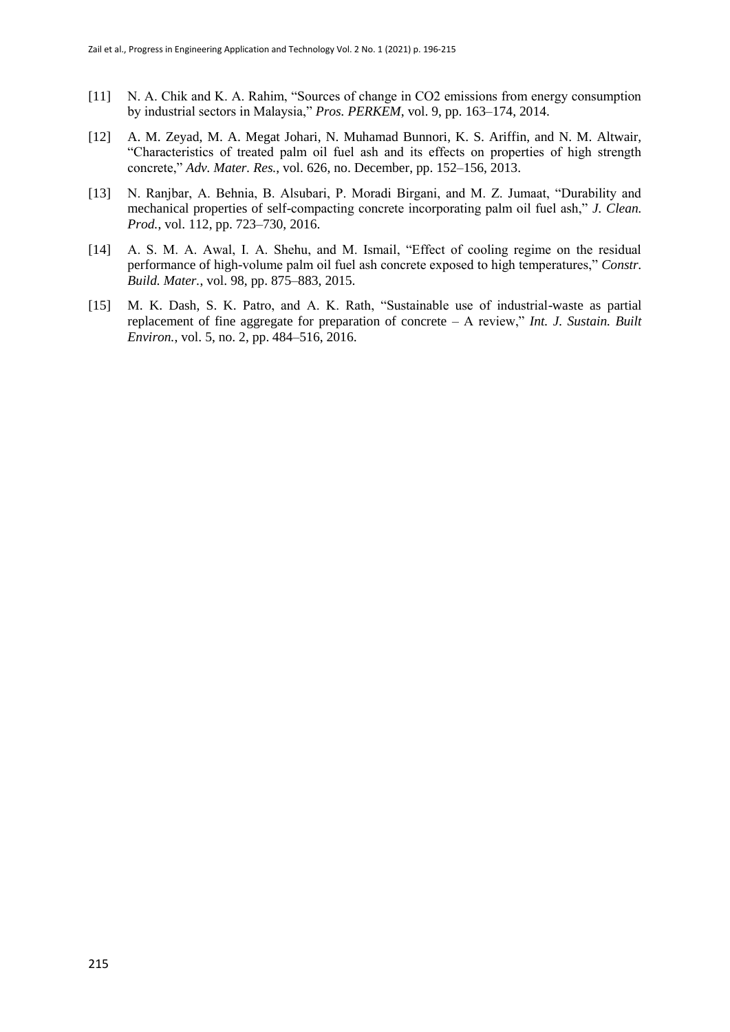[11] N. A. Chik and K. A. Rahim, "Sources of change in CO2 emissions from energy consumption by industrial sectors in Malaysia," *Pros. PERKEM*, vol. 9, pp. 163–174, 2014.

[12] A. M. Zeyad, M. A. Megat Johari, N. Muhamad Bunnori, K. S. Ariffin, and N. M. Altwair, "Characteristics of treated palm oil fuel ash and its effects on properties of high strength concrete," *Adv. Mater. Res.*, vol. 626, no. December, pp. 152–156, 2013.

[13] N. Ranjbar, A. Behnia, B. Alsubari, P. Moradi Birgani, and M. Z. Jumaat, "Durability and mechanical properties of self-compacting concrete incorporating palm oil fuel ash," *J. Clean. Prod.*, vol. 112, pp. 723–730, 2016.

[14] A. S. M. A. Awal, I. A. Shehu, and M. Ismail, "Effect of cooling regime on the residual performance of high-volume palm oil fuel ash concrete exposed to high temperatures," *Constr. Build. Mater.*, vol. 98, pp. 875–883, 2015.

[15] M. K. Dash, S. K. Patro, and A. K. Rath, "Sustainable use of industrial-waste as partial replacement of fine aggregate for preparation of concrete – A review," *Int. J. Sustain. Built Environ.*, vol. 5, no. 2, pp. 484–516, 2016.